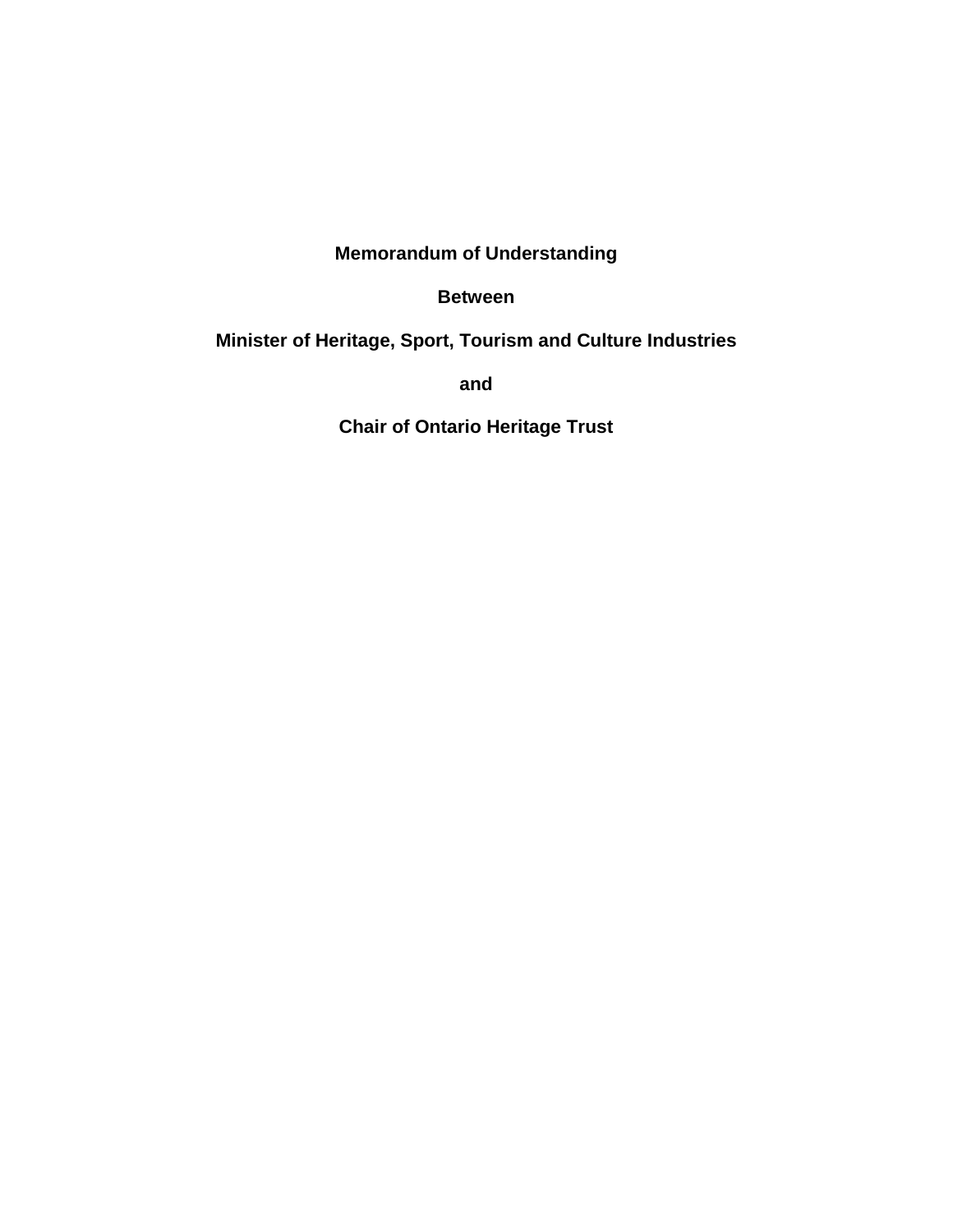# Memorandum of Understanding

**Between**

**Minister of Heritage, Sport, Tourism and Culture Industries**

**and**

**Chair of Ontario Heritage Trust**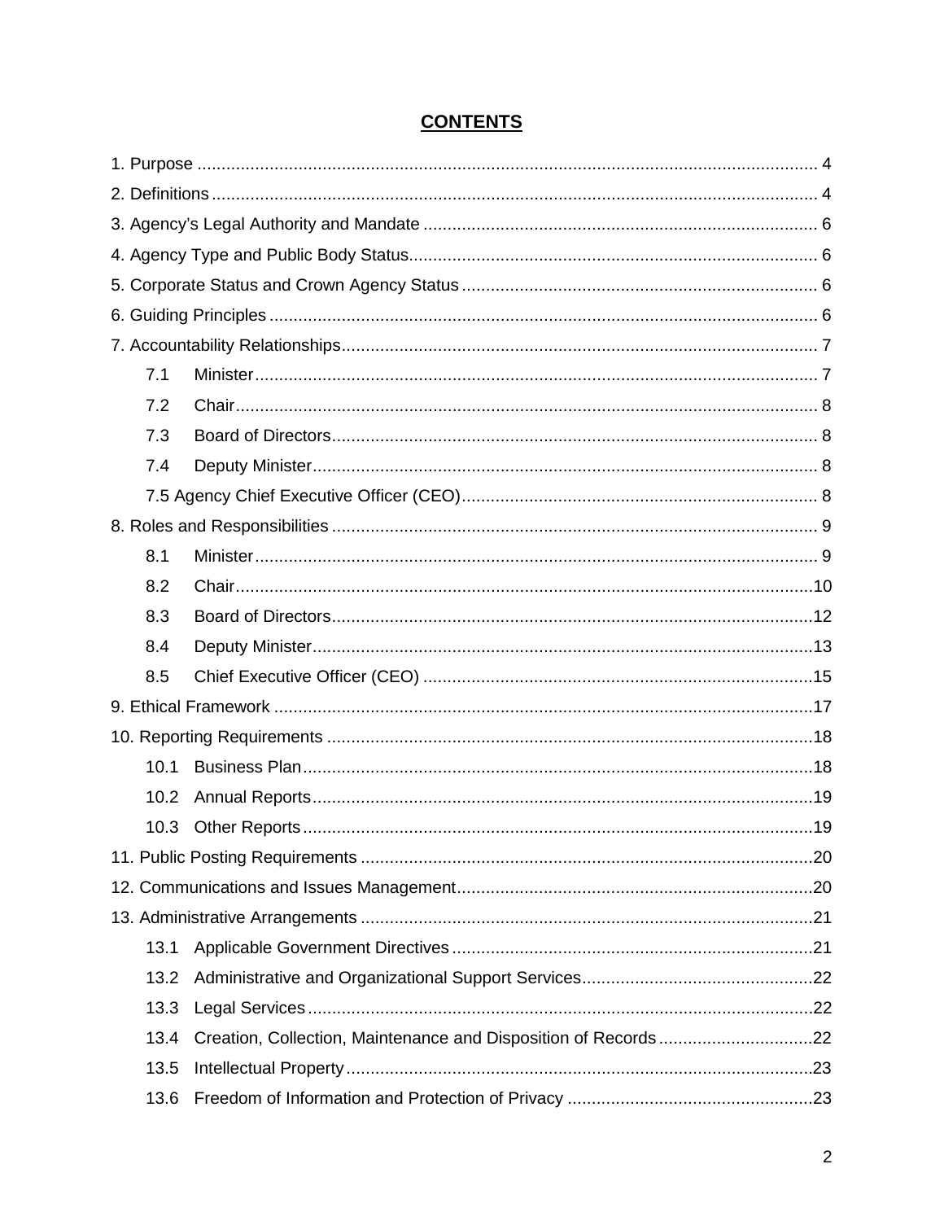# CONTENTS

1. Purpose ........................................................................................................................ 4
2. Definitions .................................................................................................................... 4
3. Agency's Legal Authority and Mandate ........................................................................ 6
4. Agency Type and Public Body Status........................................................................... 6
5. Corporate Status and Crown Agency Status ................................................................ 6
6. Guiding Principles ........................................................................................................ 6
7. Accountability Relationships......................................................................................... 7
   - 7.1 Minister.................................................................................................................. 7
   - 7.2 Chair...................................................................................................................... 8
   - 7.3 Board of Directors.................................................................................................. 8
   - 7.4 Deputy Minister...................................................................................................... 8
   - 7.5 Agency Chief Executive Officer (CEO)................................................................... 8
8. Roles and Responsibilities ........................................................................................... 9
   - 8.1 Minister.................................................................................................................. 9
   - 8.2 Chair......................................................................................................................10
   - 8.3 Board of Directors..................................................................................................12
   - 8.4 Deputy Minister......................................................................................................13
   - 8.5 Chief Executive Officer (CEO) ...............................................................................15
9. Ethical Framework .......................................................................................................17
10. Reporting Requirements ............................................................................................18
   - 10.1 Business Plan.......................................................................................................18
   - 10.2 Annual Reports.....................................................................................................19
   - 10.3 Other Reports.......................................................................................................19
11. Public Posting Requirements .....................................................................................20
12. Communications and Issues Management.................................................................20
13. Administrative Arrangements .....................................................................................21
   - 13.1 Applicable Government Directives .......................................................................21
   - 13.2 Administrative and Organizational Support Services............................................22
   - 13.3 Legal Services.......................................................................................................22
   - 13.4 Creation, Collection, Maintenance and Disposition of Records ............................22
   - 13.5 Intellectual Property..............................................................................................23
   - 13.6 Freedom of Information and Protection of Privacy ...............................................23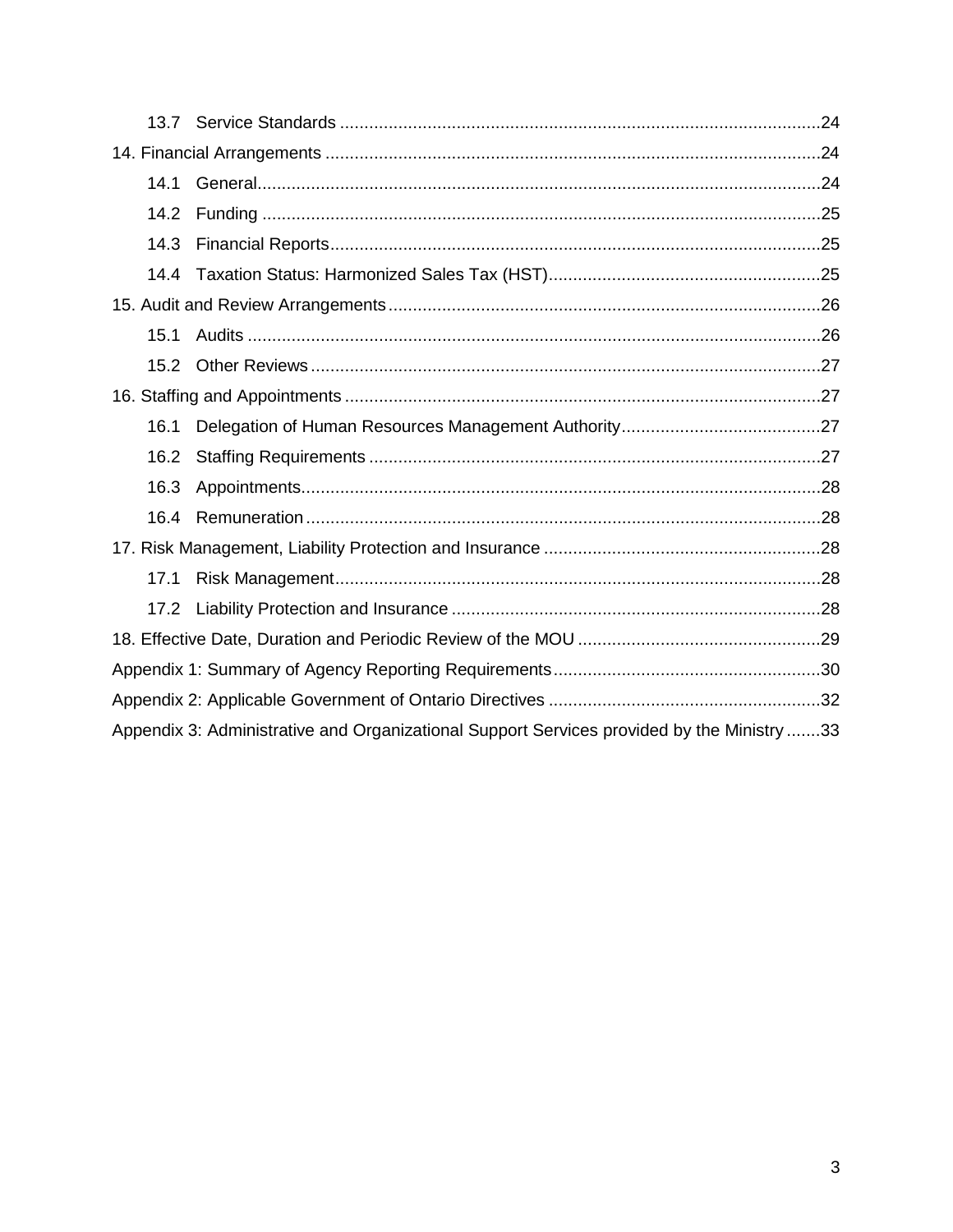13.7 Service Standards ....................................................................................................24

14. Financial Arrangements ......................................................................................................24

14.1 General....................................................................................................................24

14.2 Funding ...................................................................................................................25

14.3 Financial Reports.....................................................................................................25

14.4 Taxation Status: Harmonized Sales Tax (HST)........................................................25

15. Audit and Review Arrangements.........................................................................................26

15.1 Audits ......................................................................................................................26

15.2 Other Reviews .........................................................................................................27

16. Staffing and Appointments ..................................................................................................27

16.1 Delegation of Human Resources Management Authority.........................................27

16.2 Staffing Requirements .............................................................................................27

16.3 Appointments...........................................................................................................28

16.4 Remuneration ..........................................................................................................28

17. Risk Management, Liability Protection and Insurance .........................................................28

17.1 Risk Management....................................................................................................28

17.2 Liability Protection and Insurance ............................................................................28

18. Effective Date, Duration and Periodic Review of the MOU ..................................................29

Appendix 1: Summary of Agency Reporting Requirements.......................................................30

Appendix 2: Applicable Government of Ontario Directives ........................................................32

Appendix 3: Administrative and Organizational Support Services provided by the Ministry .......33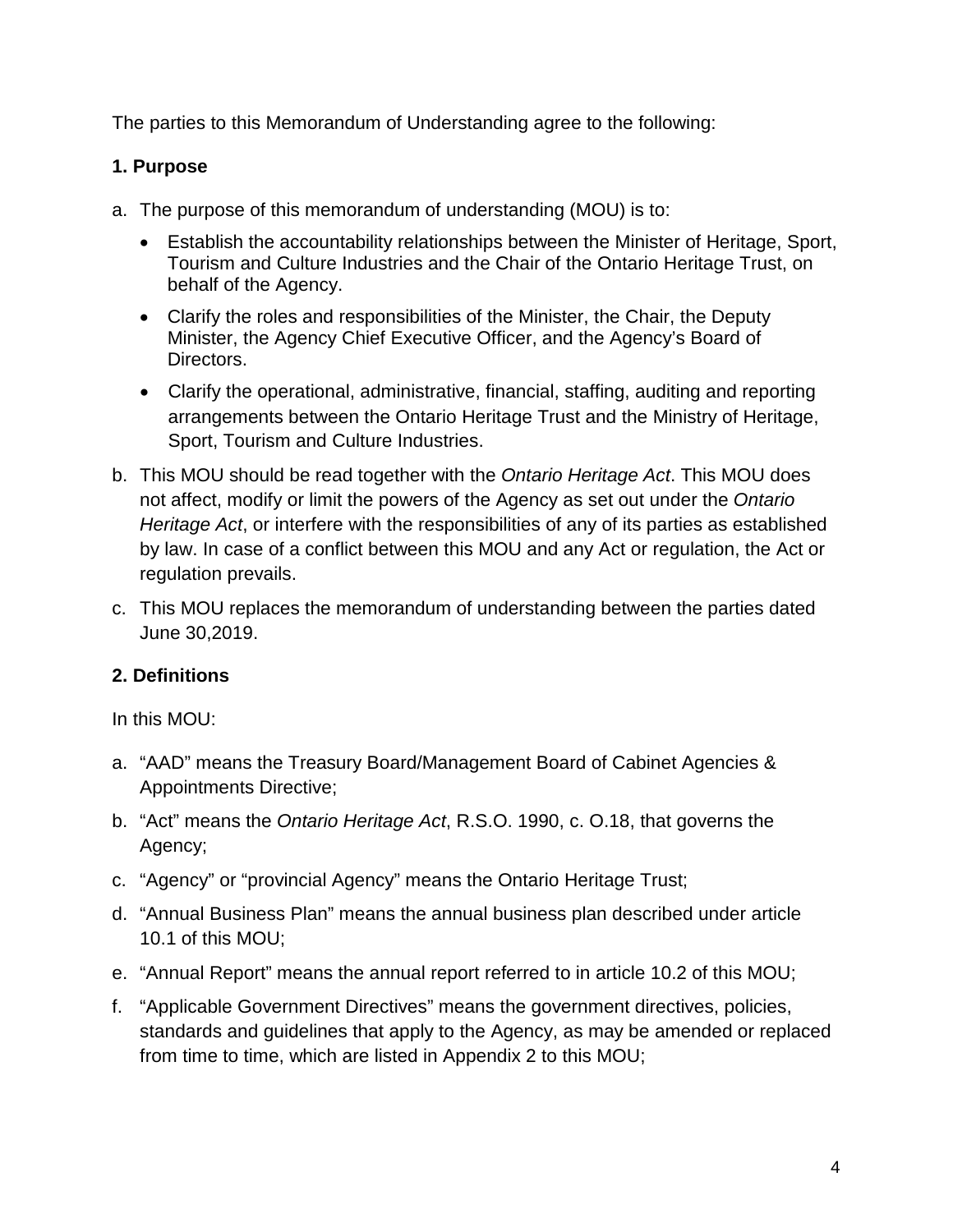The parties to this Memorandum of Understanding agree to the following:

## 1. Purpose

a. The purpose of this memorandum of understanding (MOU) is to:

   - Establish the accountability relationships between the Minister of Heritage, Sport, Tourism and Culture Industries and the Chair of the Ontario Heritage Trust, on behalf of the Agency.
   - Clarify the roles and responsibilities of the Minister, the Chair, the Deputy Minister, the Agency Chief Executive Officer, and the Agency's Board of Directors.
   - Clarify the operational, administrative, financial, staffing, auditing and reporting arrangements between the Ontario Heritage Trust and the Ministry of Heritage, Sport, Tourism and Culture Industries.

b. This MOU should be read together with the *Ontario Heritage Act*. This MOU does not affect, modify or limit the powers of the Agency as set out under the *Ontario Heritage Act*, or interfere with the responsibilities of any of its parties as established by law. In case of a conflict between this MOU and any Act or regulation, the Act or regulation prevails.

c. This MOU replaces the memorandum of understanding between the parties dated June 30,2019.

## 2. Definitions

In this MOU:

a. "AAD" means the Treasury Board/Management Board of Cabinet Agencies & Appointments Directive;

b. "Act" means the *Ontario Heritage Act*, R.S.O. 1990, c. O.18, that governs the Agency;

c. "Agency" or "provincial Agency" means the Ontario Heritage Trust;

d. "Annual Business Plan" means the annual business plan described under article 10.1 of this MOU;

e. "Annual Report" means the annual report referred to in article 10.2 of this MOU;

f. "Applicable Government Directives" means the government directives, policies, standards and guidelines that apply to the Agency, as may be amended or replaced from time to time, which are listed in Appendix 2 to this MOU;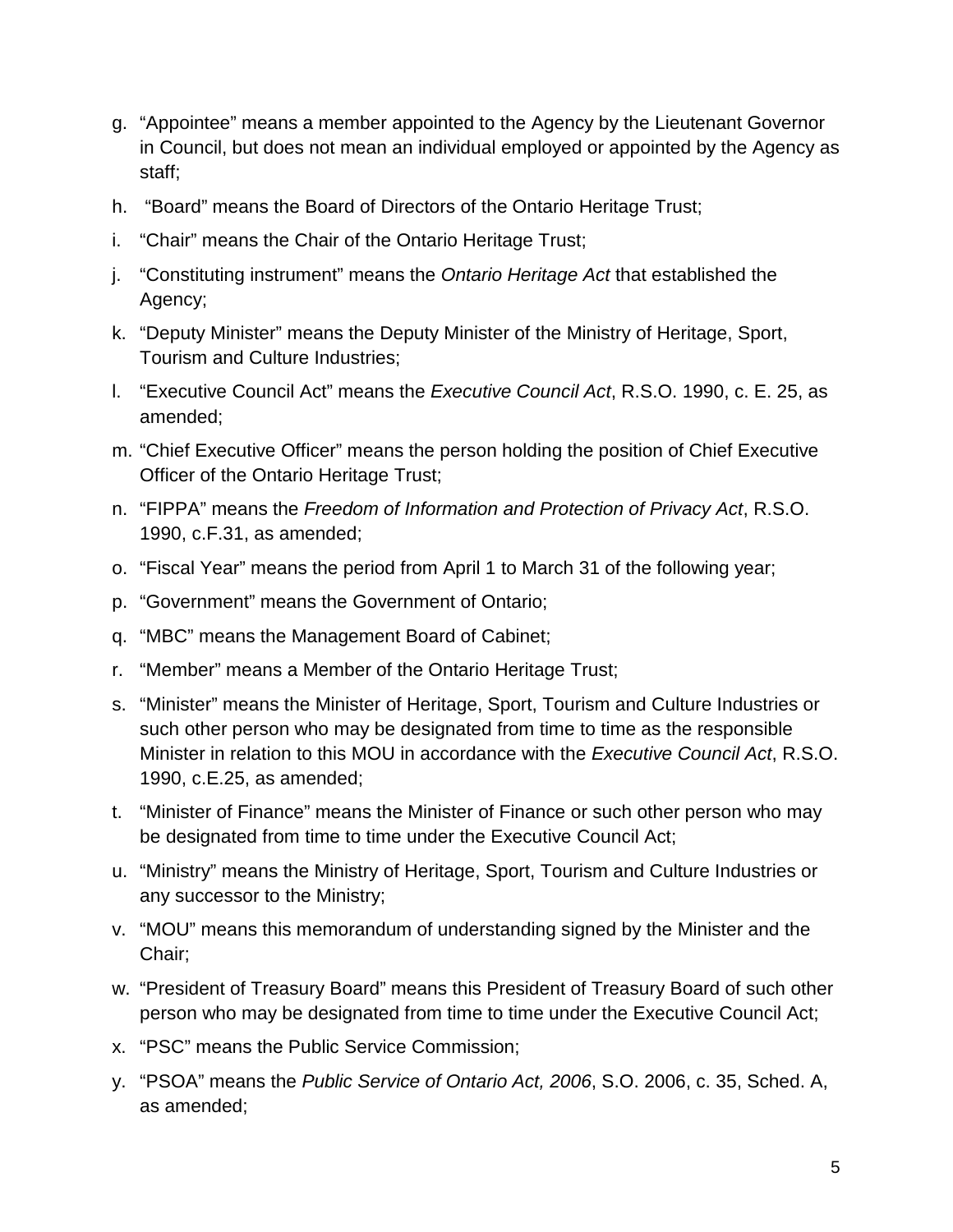g. "Appointee" means a member appointed to the Agency by the Lieutenant Governor in Council, but does not mean an individual employed or appointed by the Agency as staff;
h. "Board" means the Board of Directors of the Ontario Heritage Trust;
i. "Chair" means the Chair of the Ontario Heritage Trust;
j. "Constituting instrument" means the *Ontario Heritage Act* that established the Agency;
k. "Deputy Minister" means the Deputy Minister of the Ministry of Heritage, Sport, Tourism and Culture Industries;
l. "Executive Council Act" means the *Executive Council Act*, R.S.O. 1990, c. E. 25, as amended;
m. "Chief Executive Officer" means the person holding the position of Chief Executive Officer of the Ontario Heritage Trust;
n. "FIPPA" means the *Freedom of Information and Protection of Privacy Act*, R.S.O. 1990, c.F.31, as amended;
o. "Fiscal Year" means the period from April 1 to March 31 of the following year;
p. "Government" means the Government of Ontario;
q. "MBC" means the Management Board of Cabinet;
r. "Member" means a Member of the Ontario Heritage Trust;
s. "Minister" means the Minister of Heritage, Sport, Tourism and Culture Industries or such other person who may be designated from time to time as the responsible Minister in relation to this MOU in accordance with the *Executive Council Act*, R.S.O. 1990, c.E.25, as amended;
t. "Minister of Finance" means the Minister of Finance or such other person who may be designated from time to time under the Executive Council Act;
u. "Ministry" means the Ministry of Heritage, Sport, Tourism and Culture Industries or any successor to the Ministry;
v. "MOU" means this memorandum of understanding signed by the Minister and the Chair;
w. "President of Treasury Board" means this President of Treasury Board of such other person who may be designated from time to time under the Executive Council Act;
x. "PSC" means the Public Service Commission;
y. "PSOA" means the *Public Service of Ontario Act, 2006*, S.O. 2006, c. 35, Sched. A, as amended;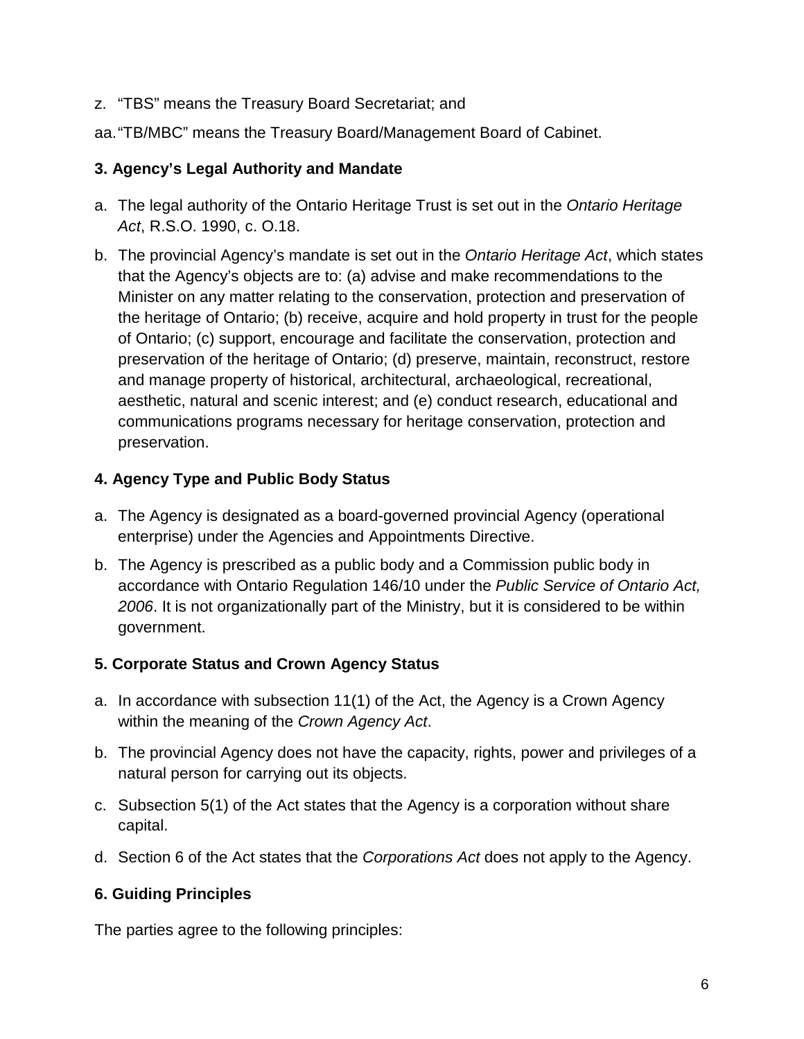z. "TBS" means the Treasury Board Secretariat; and

aa. "TB/MBC" means the Treasury Board/Management Board of Cabinet.

## 3. Agency's Legal Authority and Mandate

a. The legal authority of the Ontario Heritage Trust is set out in the *Ontario Heritage Act*, R.S.O. 1990, c. O.18.

b. The provincial Agency's mandate is set out in the *Ontario Heritage Act*, which states that the Agency's objects are to: (a) advise and make recommendations to the Minister on any matter relating to the conservation, protection and preservation of the heritage of Ontario; (b) receive, acquire and hold property in trust for the people of Ontario; (c) support, encourage and facilitate the conservation, protection and preservation of the heritage of Ontario; (d) preserve, maintain, reconstruct, restore and manage property of historical, architectural, archaeological, recreational, aesthetic, natural and scenic interest; and (e) conduct research, educational and communications programs necessary for heritage conservation, protection and preservation.

## 4. Agency Type and Public Body Status

a. The Agency is designated as a board-governed provincial Agency (operational enterprise) under the Agencies and Appointments Directive.

b. The Agency is prescribed as a public body and a Commission public body in accordance with Ontario Regulation 146/10 under the *Public Service of Ontario Act, 2006*. It is not organizationally part of the Ministry, but it is considered to be within government.

## 5. Corporate Status and Crown Agency Status

a. In accordance with subsection 11(1) of the Act, the Agency is a Crown Agency within the meaning of the *Crown Agency Act*.

b. The provincial Agency does not have the capacity, rights, power and privileges of a natural person for carrying out its objects.

c. Subsection 5(1) of the Act states that the Agency is a corporation without share capital.

d. Section 6 of the Act states that the *Corporations Act* does not apply to the Agency.

## 6. Guiding Principles

The parties agree to the following principles: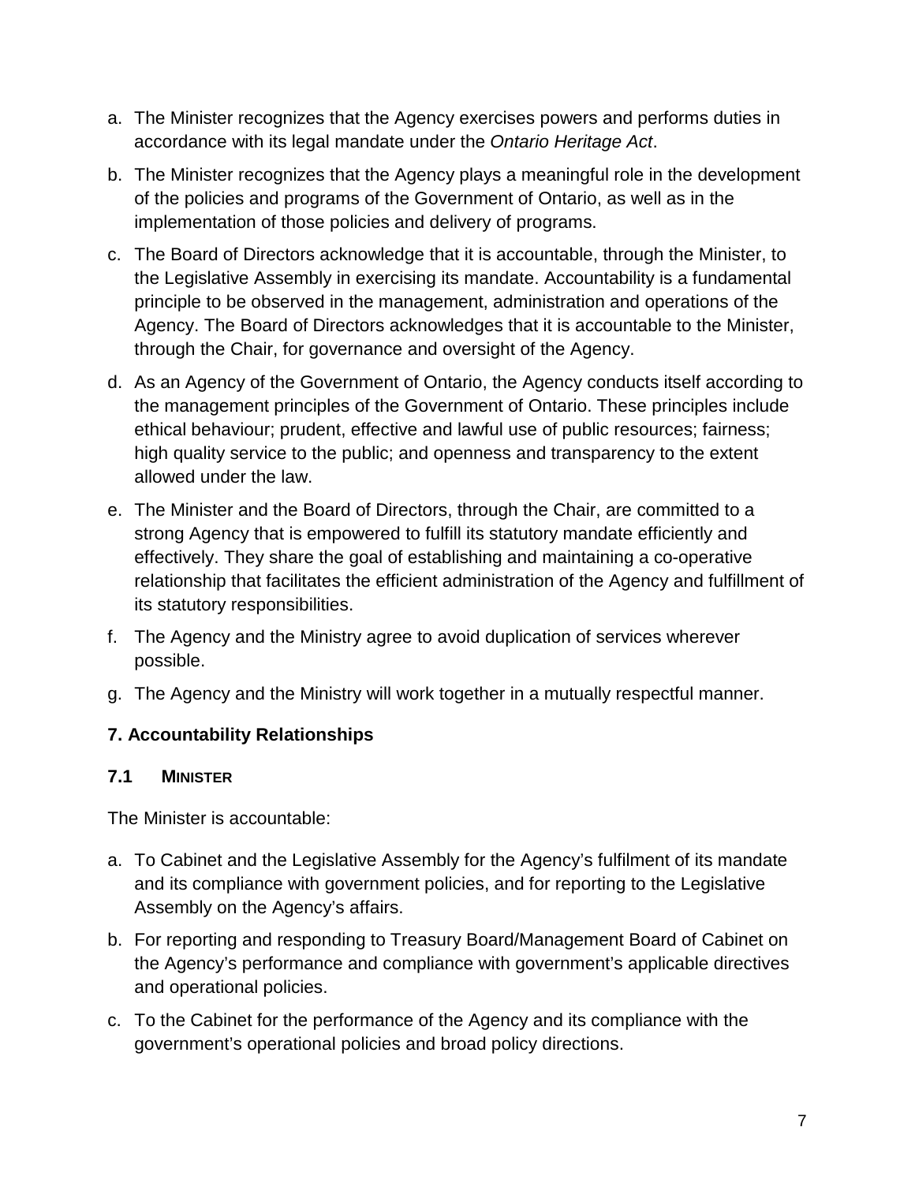a. The Minister recognizes that the Agency exercises powers and performs duties in accordance with its legal mandate under the *Ontario Heritage Act*.
b. The Minister recognizes that the Agency plays a meaningful role in the development of the policies and programs of the Government of Ontario, as well as in the implementation of those policies and delivery of programs.
c. The Board of Directors acknowledge that it is accountable, through the Minister, to the Legislative Assembly in exercising its mandate. Accountability is a fundamental principle to be observed in the management, administration and operations of the Agency. The Board of Directors acknowledges that it is accountable to the Minister, through the Chair, for governance and oversight of the Agency.
d. As an Agency of the Government of Ontario, the Agency conducts itself according to the management principles of the Government of Ontario. These principles include ethical behaviour; prudent, effective and lawful use of public resources; fairness; high quality service to the public; and openness and transparency to the extent allowed under the law.
e. The Minister and the Board of Directors, through the Chair, are committed to a strong Agency that is empowered to fulfill its statutory mandate efficiently and effectively. They share the goal of establishing and maintaining a co-operative relationship that facilitates the efficient administration of the Agency and fulfillment of its statutory responsibilities.
f. The Agency and the Ministry agree to avoid duplication of services wherever possible.
g. The Agency and the Ministry will work together in a mutually respectful manner.

## 7. Accountability Relationships

### 7.1 MINISTER

The Minister is accountable:

a. To Cabinet and the Legislative Assembly for the Agency's fulfilment of its mandate and its compliance with government policies, and for reporting to the Legislative Assembly on the Agency's affairs.
b. For reporting and responding to Treasury Board/Management Board of Cabinet on the Agency's performance and compliance with government's applicable directives and operational policies.
c. To the Cabinet for the performance of the Agency and its compliance with the government's operational policies and broad policy directions.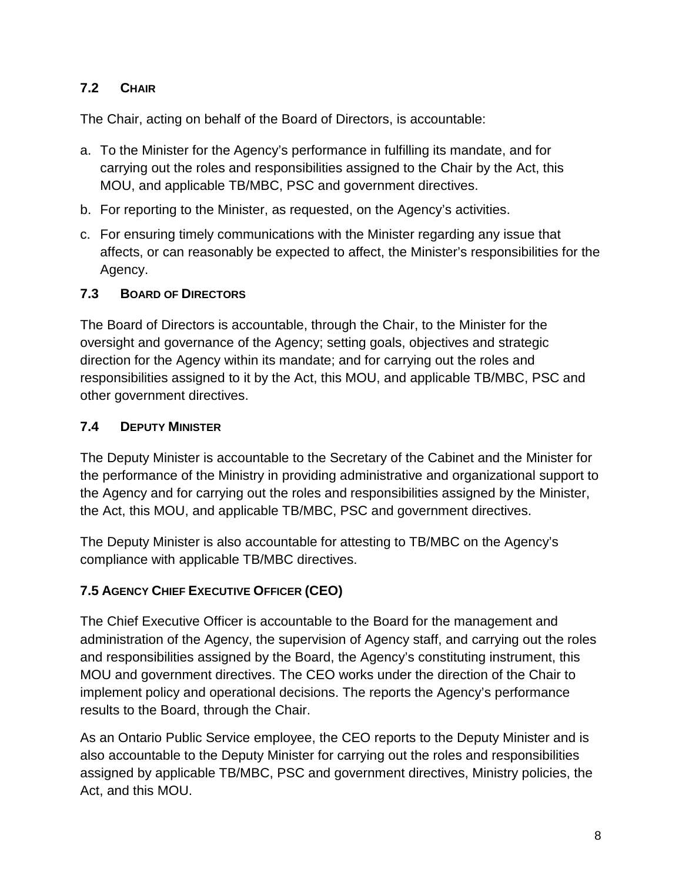### 7.2 Chair

The Chair, acting on behalf of the Board of Directors, is accountable:

a. To the Minister for the Agency's performance in fulfilling its mandate, and for carrying out the roles and responsibilities assigned to the Chair by the Act, this MOU, and applicable TB/MBC, PSC and government directives.
b. For reporting to the Minister, as requested, on the Agency's activities.
c. For ensuring timely communications with the Minister regarding any issue that affects, or can reasonably be expected to affect, the Minister's responsibilities for the Agency.

### 7.3 Board of Directors

The Board of Directors is accountable, through the Chair, to the Minister for the oversight and governance of the Agency; setting goals, objectives and strategic direction for the Agency within its mandate; and for carrying out the roles and responsibilities assigned to it by the Act, this MOU, and applicable TB/MBC, PSC and other government directives.

### 7.4 Deputy Minister

The Deputy Minister is accountable to the Secretary of the Cabinet and the Minister for the performance of the Ministry in providing administrative and organizational support to the Agency and for carrying out the roles and responsibilities assigned by the Minister, the Act, this MOU, and applicable TB/MBC, PSC and government directives.

The Deputy Minister is also accountable for attesting to TB/MBC on the Agency's compliance with applicable TB/MBC directives.

### 7.5 Agency Chief Executive Officer (CEO)

The Chief Executive Officer is accountable to the Board for the management and administration of the Agency, the supervision of Agency staff, and carrying out the roles and responsibilities assigned by the Board, the Agency's constituting instrument, this MOU and government directives. The CEO works under the direction of the Chair to implement policy and operational decisions. The reports the Agency's performance results to the Board, through the Chair.

As an Ontario Public Service employee, the CEO reports to the Deputy Minister and is also accountable to the Deputy Minister for carrying out the roles and responsibilities assigned by applicable TB/MBC, PSC and government directives, Ministry policies, the Act, and this MOU.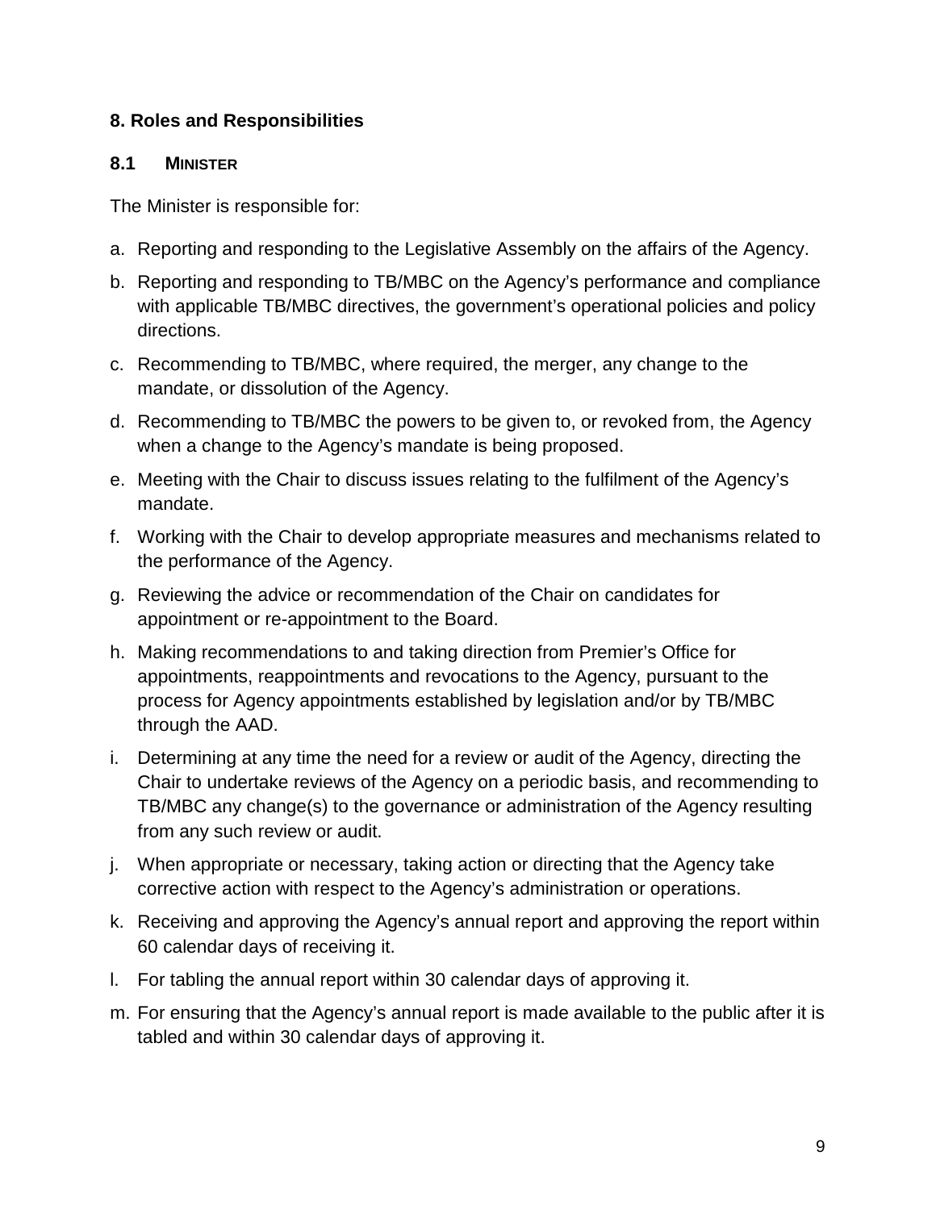## 8. Roles and Responsibilities

### 8.1 MINISTER

The Minister is responsible for:

a. Reporting and responding to the Legislative Assembly on the affairs of the Agency.

b. Reporting and responding to TB/MBC on the Agency's performance and compliance with applicable TB/MBC directives, the government's operational policies and policy directions.

c. Recommending to TB/MBC, where required, the merger, any change to the mandate, or dissolution of the Agency.

d. Recommending to TB/MBC the powers to be given to, or revoked from, the Agency when a change to the Agency's mandate is being proposed.

e. Meeting with the Chair to discuss issues relating to the fulfilment of the Agency's mandate.

f. Working with the Chair to develop appropriate measures and mechanisms related to the performance of the Agency.

g. Reviewing the advice or recommendation of the Chair on candidates for appointment or re-appointment to the Board.

h. Making recommendations to and taking direction from Premier's Office for appointments, reappointments and revocations to the Agency, pursuant to the process for Agency appointments established by legislation and/or by TB/MBC through the AAD.

i. Determining at any time the need for a review or audit of the Agency, directing the Chair to undertake reviews of the Agency on a periodic basis, and recommending to TB/MBC any change(s) to the governance or administration of the Agency resulting from any such review or audit.

j. When appropriate or necessary, taking action or directing that the Agency take corrective action with respect to the Agency's administration or operations.

k. Receiving and approving the Agency's annual report and approving the report within 60 calendar days of receiving it.

l. For tabling the annual report within 30 calendar days of approving it.

m. For ensuring that the Agency's annual report is made available to the public after it is tabled and within 30 calendar days of approving it.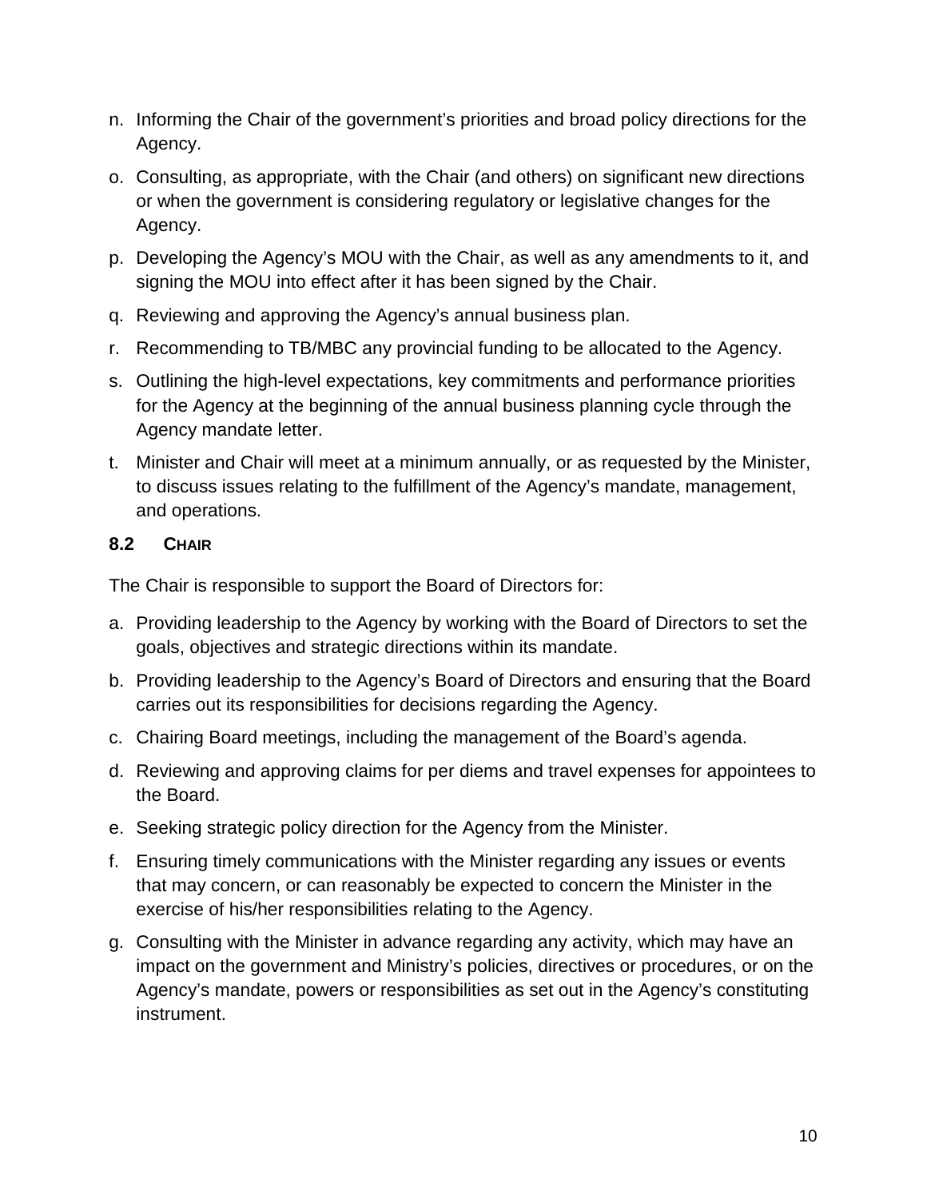n. Informing the Chair of the government's priorities and broad policy directions for the Agency.

o. Consulting, as appropriate, with the Chair (and others) on significant new directions or when the government is considering regulatory or legislative changes for the Agency.

p. Developing the Agency's MOU with the Chair, as well as any amendments to it, and signing the MOU into effect after it has been signed by the Chair.

q. Reviewing and approving the Agency's annual business plan.

r. Recommending to TB/MBC any provincial funding to be allocated to the Agency.

s. Outlining the high-level expectations, key commitments and performance priorities for the Agency at the beginning of the annual business planning cycle through the Agency mandate letter.

t. Minister and Chair will meet at a minimum annually, or as requested by the Minister, to discuss issues relating to the fulfillment of the Agency's mandate, management, and operations.

### 8.2 CHAIR

The Chair is responsible to support the Board of Directors for:

a. Providing leadership to the Agency by working with the Board of Directors to set the goals, objectives and strategic directions within its mandate.

b. Providing leadership to the Agency's Board of Directors and ensuring that the Board carries out its responsibilities for decisions regarding the Agency.

c. Chairing Board meetings, including the management of the Board's agenda.

d. Reviewing and approving claims for per diems and travel expenses for appointees to the Board.

e. Seeking strategic policy direction for the Agency from the Minister.

f. Ensuring timely communications with the Minister regarding any issues or events that may concern, or can reasonably be expected to concern the Minister in the exercise of his/her responsibilities relating to the Agency.

g. Consulting with the Minister in advance regarding any activity, which may have an impact on the government and Ministry's policies, directives or procedures, or on the Agency's mandate, powers or responsibilities as set out in the Agency's constituting instrument.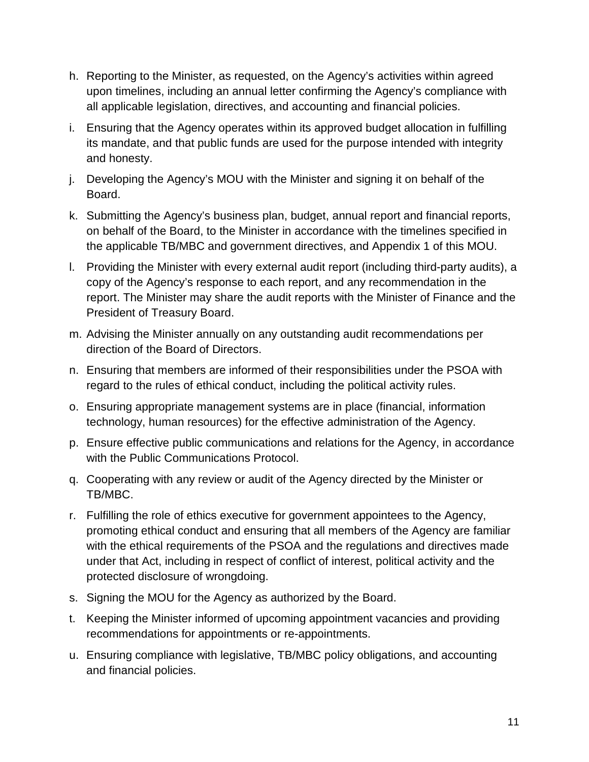h. Reporting to the Minister, as requested, on the Agency's activities within agreed upon timelines, including an annual letter confirming the Agency's compliance with all applicable legislation, directives, and accounting and financial policies.

i. Ensuring that the Agency operates within its approved budget allocation in fulfilling its mandate, and that public funds are used for the purpose intended with integrity and honesty.

j. Developing the Agency's MOU with the Minister and signing it on behalf of the Board.

k. Submitting the Agency's business plan, budget, annual report and financial reports, on behalf of the Board, to the Minister in accordance with the timelines specified in the applicable TB/MBC and government directives, and Appendix 1 of this MOU.

l. Providing the Minister with every external audit report (including third-party audits), a copy of the Agency's response to each report, and any recommendation in the report. The Minister may share the audit reports with the Minister of Finance and the President of Treasury Board.

m. Advising the Minister annually on any outstanding audit recommendations per direction of the Board of Directors.

n. Ensuring that members are informed of their responsibilities under the PSOA with regard to the rules of ethical conduct, including the political activity rules.

o. Ensuring appropriate management systems are in place (financial, information technology, human resources) for the effective administration of the Agency.

p. Ensure effective public communications and relations for the Agency, in accordance with the Public Communications Protocol.

q. Cooperating with any review or audit of the Agency directed by the Minister or TB/MBC.

r. Fulfilling the role of ethics executive for government appointees to the Agency, promoting ethical conduct and ensuring that all members of the Agency are familiar with the ethical requirements of the PSOA and the regulations and directives made under that Act, including in respect of conflict of interest, political activity and the protected disclosure of wrongdoing.

s. Signing the MOU for the Agency as authorized by the Board.

t. Keeping the Minister informed of upcoming appointment vacancies and providing recommendations for appointments or re-appointments.

u. Ensuring compliance with legislative, TB/MBC policy obligations, and accounting and financial policies.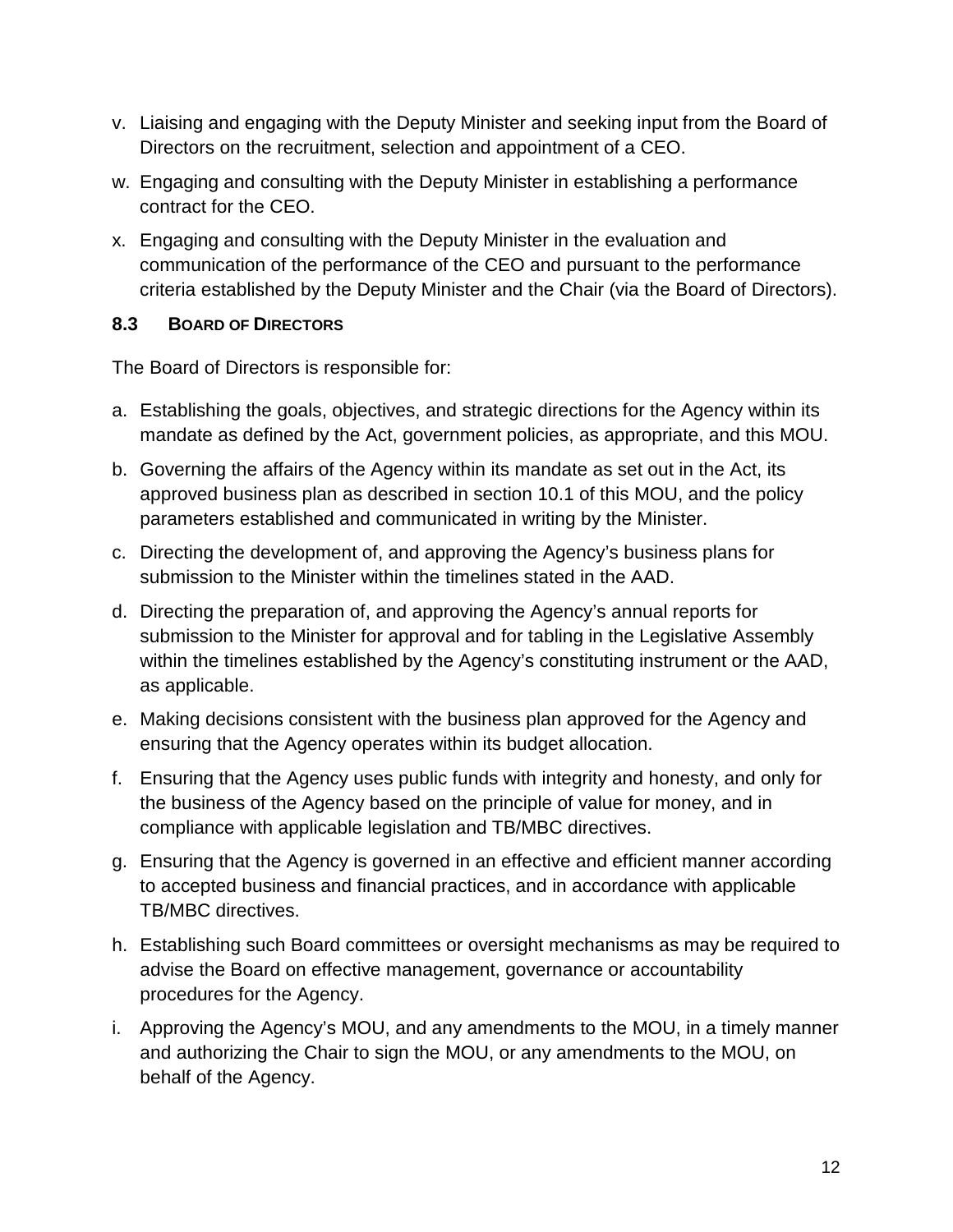v. Liaising and engaging with the Deputy Minister and seeking input from the Board of Directors on the recruitment, selection and appointment of a CEO.

w. Engaging and consulting with the Deputy Minister in establishing a performance contract for the CEO.

x. Engaging and consulting with the Deputy Minister in the evaluation and communication of the performance of the CEO and pursuant to the performance criteria established by the Deputy Minister and the Chair (via the Board of Directors).

### 8.3 BOARD OF DIRECTORS

The Board of Directors is responsible for:

a. Establishing the goals, objectives, and strategic directions for the Agency within its mandate as defined by the Act, government policies, as appropriate, and this MOU.

b. Governing the affairs of the Agency within its mandate as set out in the Act, its approved business plan as described in section 10.1 of this MOU, and the policy parameters established and communicated in writing by the Minister.

c. Directing the development of, and approving the Agency's business plans for submission to the Minister within the timelines stated in the AAD.

d. Directing the preparation of, and approving the Agency's annual reports for submission to the Minister for approval and for tabling in the Legislative Assembly within the timelines established by the Agency's constituting instrument or the AAD, as applicable.

e. Making decisions consistent with the business plan approved for the Agency and ensuring that the Agency operates within its budget allocation.

f. Ensuring that the Agency uses public funds with integrity and honesty, and only for the business of the Agency based on the principle of value for money, and in compliance with applicable legislation and TB/MBC directives.

g. Ensuring that the Agency is governed in an effective and efficient manner according to accepted business and financial practices, and in accordance with applicable TB/MBC directives.

h. Establishing such Board committees or oversight mechanisms as may be required to advise the Board on effective management, governance or accountability procedures for the Agency.

i. Approving the Agency's MOU, and any amendments to the MOU, in a timely manner and authorizing the Chair to sign the MOU, or any amendments to the MOU, on behalf of the Agency.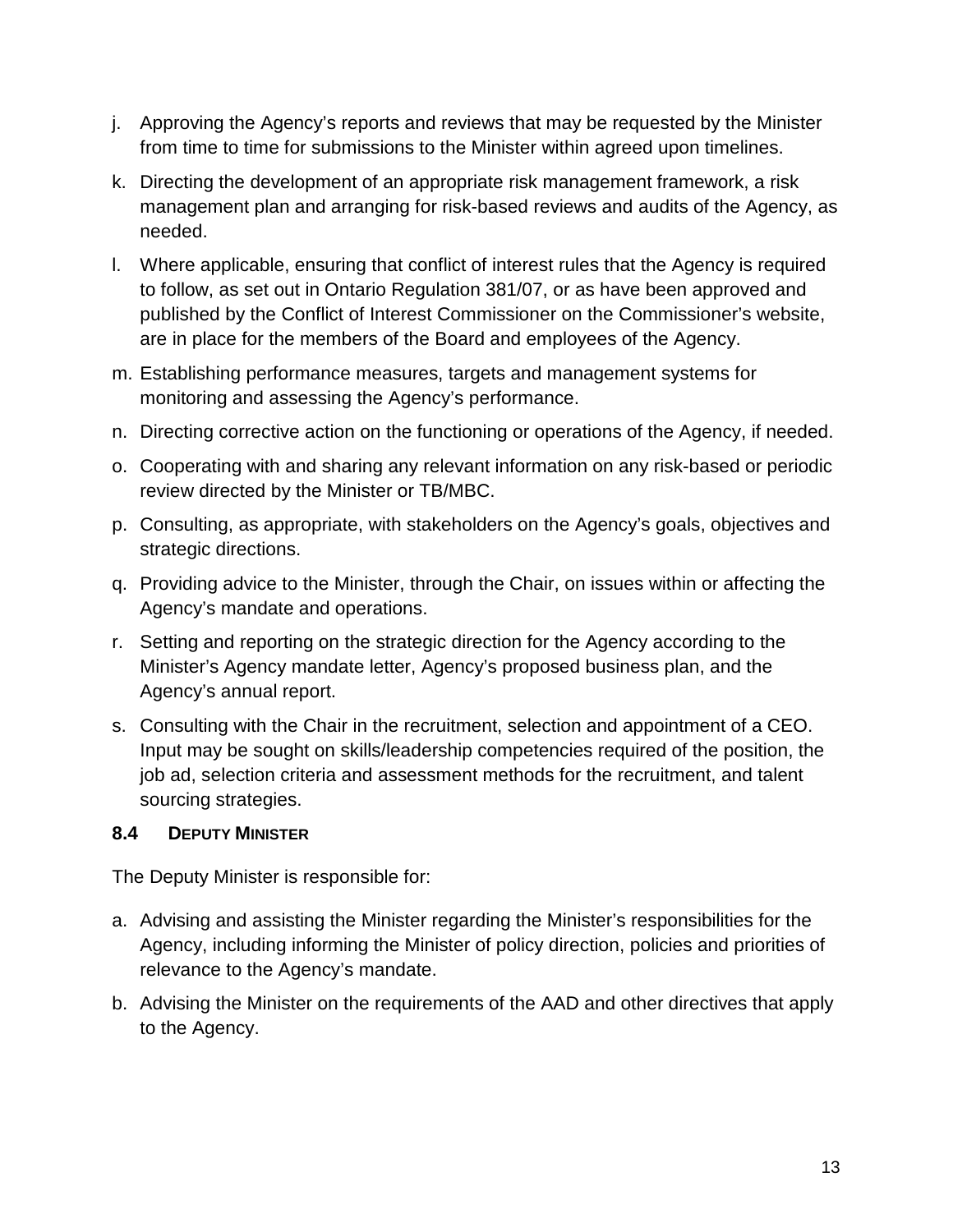j. Approving the Agency's reports and reviews that may be requested by the Minister from time to time for submissions to the Minister within agreed upon timelines.

k. Directing the development of an appropriate risk management framework, a risk management plan and arranging for risk-based reviews and audits of the Agency, as needed.

l. Where applicable, ensuring that conflict of interest rules that the Agency is required to follow, as set out in Ontario Regulation 381/07, or as have been approved and published by the Conflict of Interest Commissioner on the Commissioner's website, are in place for the members of the Board and employees of the Agency.

m. Establishing performance measures, targets and management systems for monitoring and assessing the Agency's performance.

n. Directing corrective action on the functioning or operations of the Agency, if needed.

o. Cooperating with and sharing any relevant information on any risk-based or periodic review directed by the Minister or TB/MBC.

p. Consulting, as appropriate, with stakeholders on the Agency's goals, objectives and strategic directions.

q. Providing advice to the Minister, through the Chair, on issues within or affecting the Agency's mandate and operations.

r. Setting and reporting on the strategic direction for the Agency according to the Minister's Agency mandate letter, Agency's proposed business plan, and the Agency's annual report.

s. Consulting with the Chair in the recruitment, selection and appointment of a CEO. Input may be sought on skills/leadership competencies required of the position, the job ad, selection criteria and assessment methods for the recruitment, and talent sourcing strategies.

### 8.4 DEPUTY MINISTER

The Deputy Minister is responsible for:

a. Advising and assisting the Minister regarding the Minister's responsibilities for the Agency, including informing the Minister of policy direction, policies and priorities of relevance to the Agency's mandate.

b. Advising the Minister on the requirements of the AAD and other directives that apply to the Agency.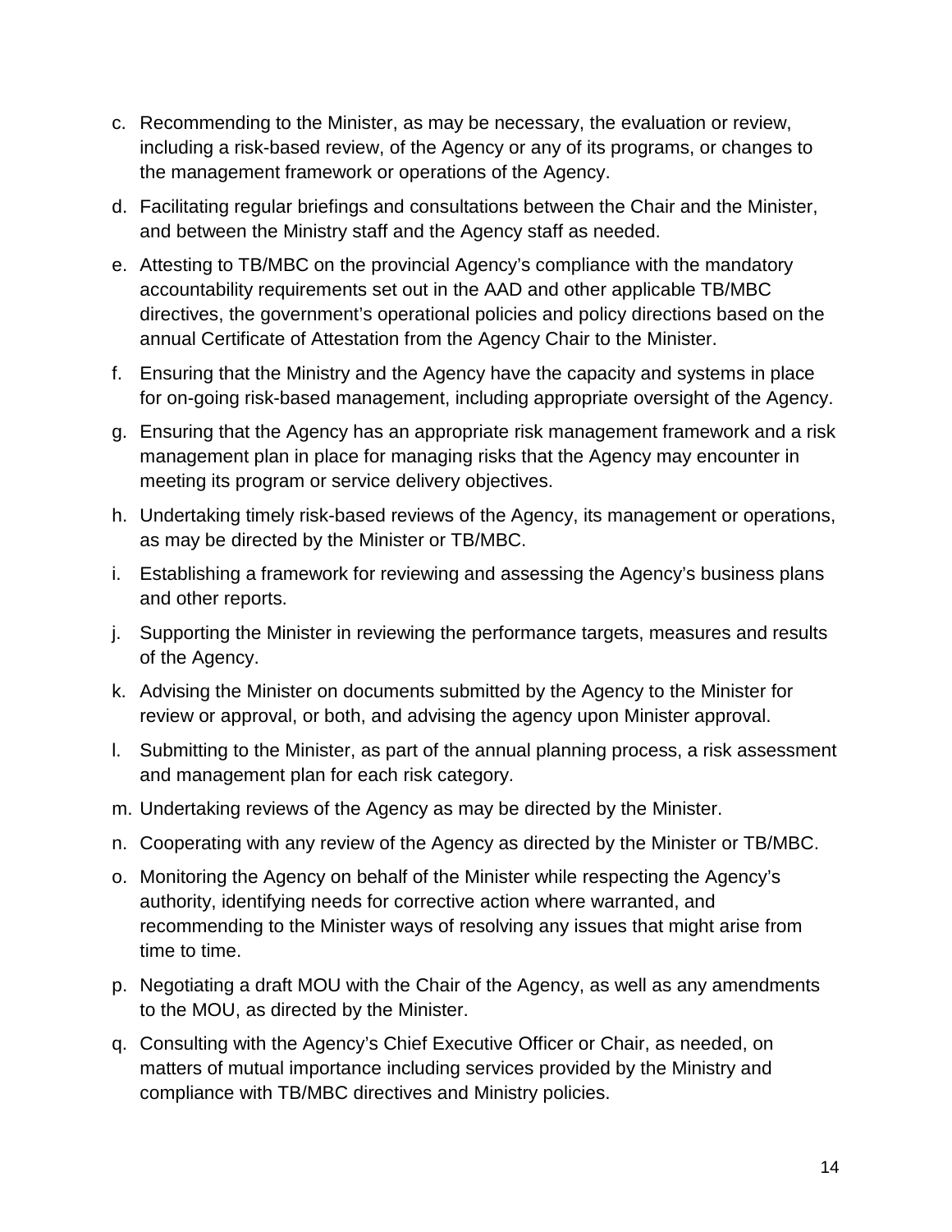c. Recommending to the Minister, as may be necessary, the evaluation or review, including a risk-based review, of the Agency or any of its programs, or changes to the management framework or operations of the Agency.

d. Facilitating regular briefings and consultations between the Chair and the Minister, and between the Ministry staff and the Agency staff as needed.

e. Attesting to TB/MBC on the provincial Agency's compliance with the mandatory accountability requirements set out in the AAD and other applicable TB/MBC directives, the government's operational policies and policy directions based on the annual Certificate of Attestation from the Agency Chair to the Minister.

f. Ensuring that the Ministry and the Agency have the capacity and systems in place for on-going risk-based management, including appropriate oversight of the Agency.

g. Ensuring that the Agency has an appropriate risk management framework and a risk management plan in place for managing risks that the Agency may encounter in meeting its program or service delivery objectives.

h. Undertaking timely risk-based reviews of the Agency, its management or operations, as may be directed by the Minister or TB/MBC.

i. Establishing a framework for reviewing and assessing the Agency's business plans and other reports.

j. Supporting the Minister in reviewing the performance targets, measures and results of the Agency.

k. Advising the Minister on documents submitted by the Agency to the Minister for review or approval, or both, and advising the agency upon Minister approval.

l. Submitting to the Minister, as part of the annual planning process, a risk assessment and management plan for each risk category.

m. Undertaking reviews of the Agency as may be directed by the Minister.

n. Cooperating with any review of the Agency as directed by the Minister or TB/MBC.

o. Monitoring the Agency on behalf of the Minister while respecting the Agency's authority, identifying needs for corrective action where warranted, and recommending to the Minister ways of resolving any issues that might arise from time to time.

p. Negotiating a draft MOU with the Chair of the Agency, as well as any amendments to the MOU, as directed by the Minister.

q. Consulting with the Agency's Chief Executive Officer or Chair, as needed, on matters of mutual importance including services provided by the Ministry and compliance with TB/MBC directives and Ministry policies.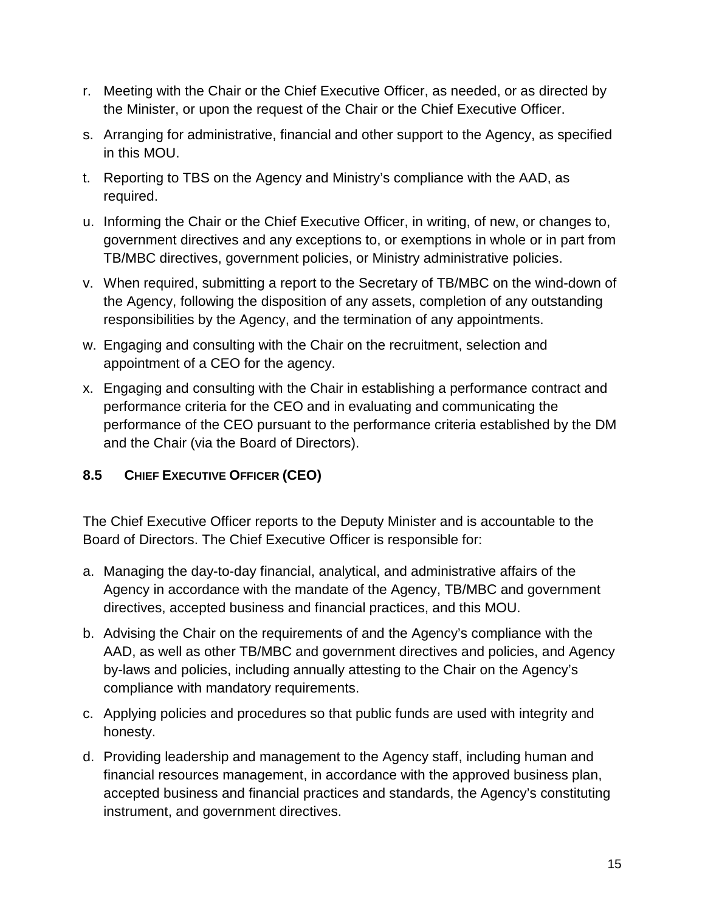r. Meeting with the Chair or the Chief Executive Officer, as needed, or as directed by the Minister, or upon the request of the Chair or the Chief Executive Officer.

s. Arranging for administrative, financial and other support to the Agency, as specified in this MOU.

t. Reporting to TBS on the Agency and Ministry's compliance with the AAD, as required.

u. Informing the Chair or the Chief Executive Officer, in writing, of new, or changes to, government directives and any exceptions to, or exemptions in whole or in part from TB/MBC directives, government policies, or Ministry administrative policies.

v. When required, submitting a report to the Secretary of TB/MBC on the wind-down of the Agency, following the disposition of any assets, completion of any outstanding responsibilities by the Agency, and the termination of any appointments.

w. Engaging and consulting with the Chair on the recruitment, selection and appointment of a CEO for the agency.

x. Engaging and consulting with the Chair in establishing a performance contract and performance criteria for the CEO and in evaluating and communicating the performance of the CEO pursuant to the performance criteria established by the DM and the Chair (via the Board of Directors).

### 8.5 CHIEF EXECUTIVE OFFICER (CEO)

The Chief Executive Officer reports to the Deputy Minister and is accountable to the Board of Directors. The Chief Executive Officer is responsible for:

a. Managing the day-to-day financial, analytical, and administrative affairs of the Agency in accordance with the mandate of the Agency, TB/MBC and government directives, accepted business and financial practices, and this MOU.

b. Advising the Chair on the requirements of and the Agency's compliance with the AAD, as well as other TB/MBC and government directives and policies, and Agency by-laws and policies, including annually attesting to the Chair on the Agency's compliance with mandatory requirements.

c. Applying policies and procedures so that public funds are used with integrity and honesty.

d. Providing leadership and management to the Agency staff, including human and financial resources management, in accordance with the approved business plan, accepted business and financial practices and standards, the Agency's constituting instrument, and government directives.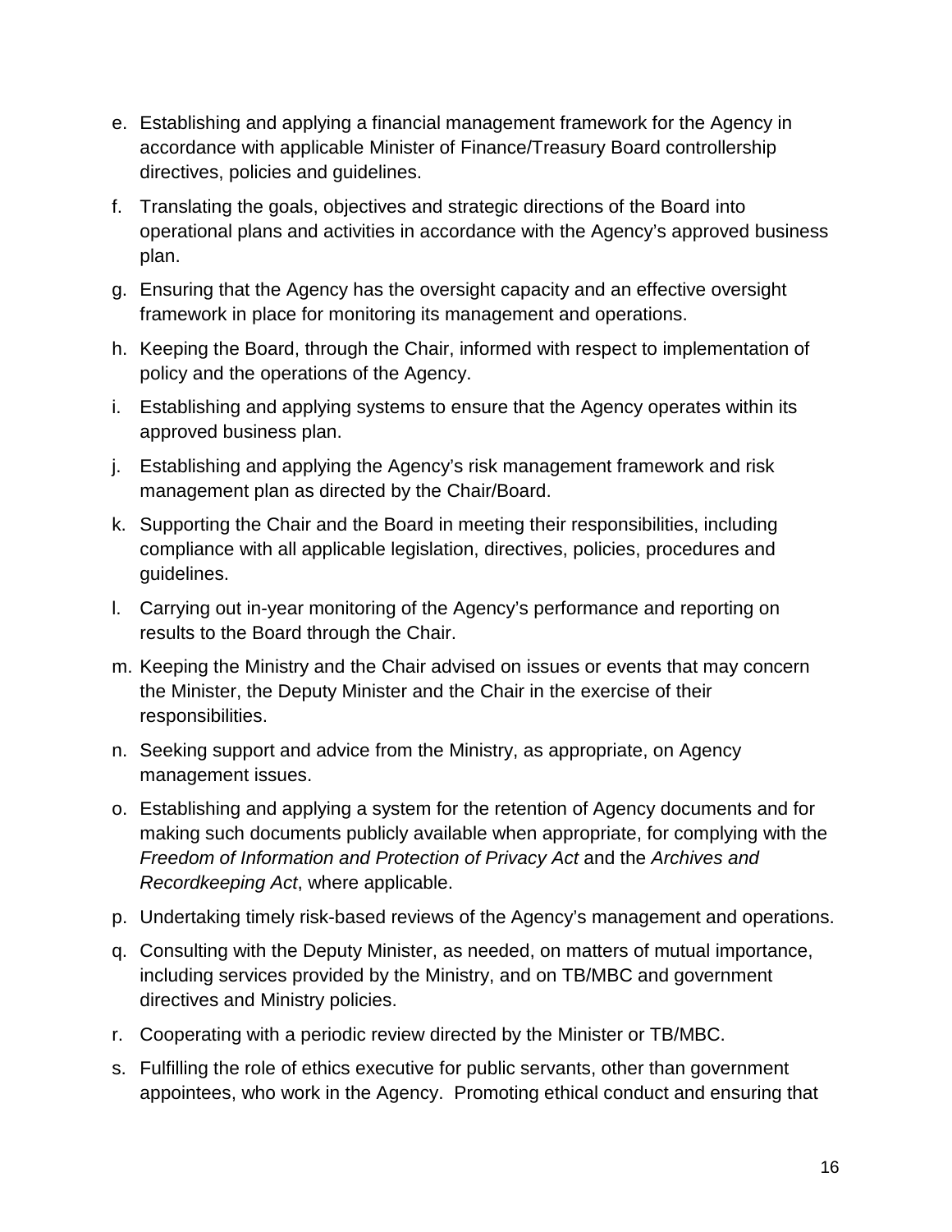e. Establishing and applying a financial management framework for the Agency in accordance with applicable Minister of Finance/Treasury Board controllership directives, policies and guidelines.

f. Translating the goals, objectives and strategic directions of the Board into operational plans and activities in accordance with the Agency's approved business plan.

g. Ensuring that the Agency has the oversight capacity and an effective oversight framework in place for monitoring its management and operations.

h. Keeping the Board, through the Chair, informed with respect to implementation of policy and the operations of the Agency.

i. Establishing and applying systems to ensure that the Agency operates within its approved business plan.

j. Establishing and applying the Agency's risk management framework and risk management plan as directed by the Chair/Board.

k. Supporting the Chair and the Board in meeting their responsibilities, including compliance with all applicable legislation, directives, policies, procedures and guidelines.

l. Carrying out in-year monitoring of the Agency's performance and reporting on results to the Board through the Chair.

m. Keeping the Ministry and the Chair advised on issues or events that may concern the Minister, the Deputy Minister and the Chair in the exercise of their responsibilities.

n. Seeking support and advice from the Ministry, as appropriate, on Agency management issues.

o. Establishing and applying a system for the retention of Agency documents and for making such documents publicly available when appropriate, for complying with the *Freedom of Information and Protection of Privacy Act* and the *Archives and Recordkeeping Act*, where applicable.

p. Undertaking timely risk-based reviews of the Agency's management and operations.

q. Consulting with the Deputy Minister, as needed, on matters of mutual importance, including services provided by the Ministry, and on TB/MBC and government directives and Ministry policies.

r. Cooperating with a periodic review directed by the Minister or TB/MBC.

s. Fulfilling the role of ethics executive for public servants, other than government appointees, who work in the Agency. Promoting ethical conduct and ensuring that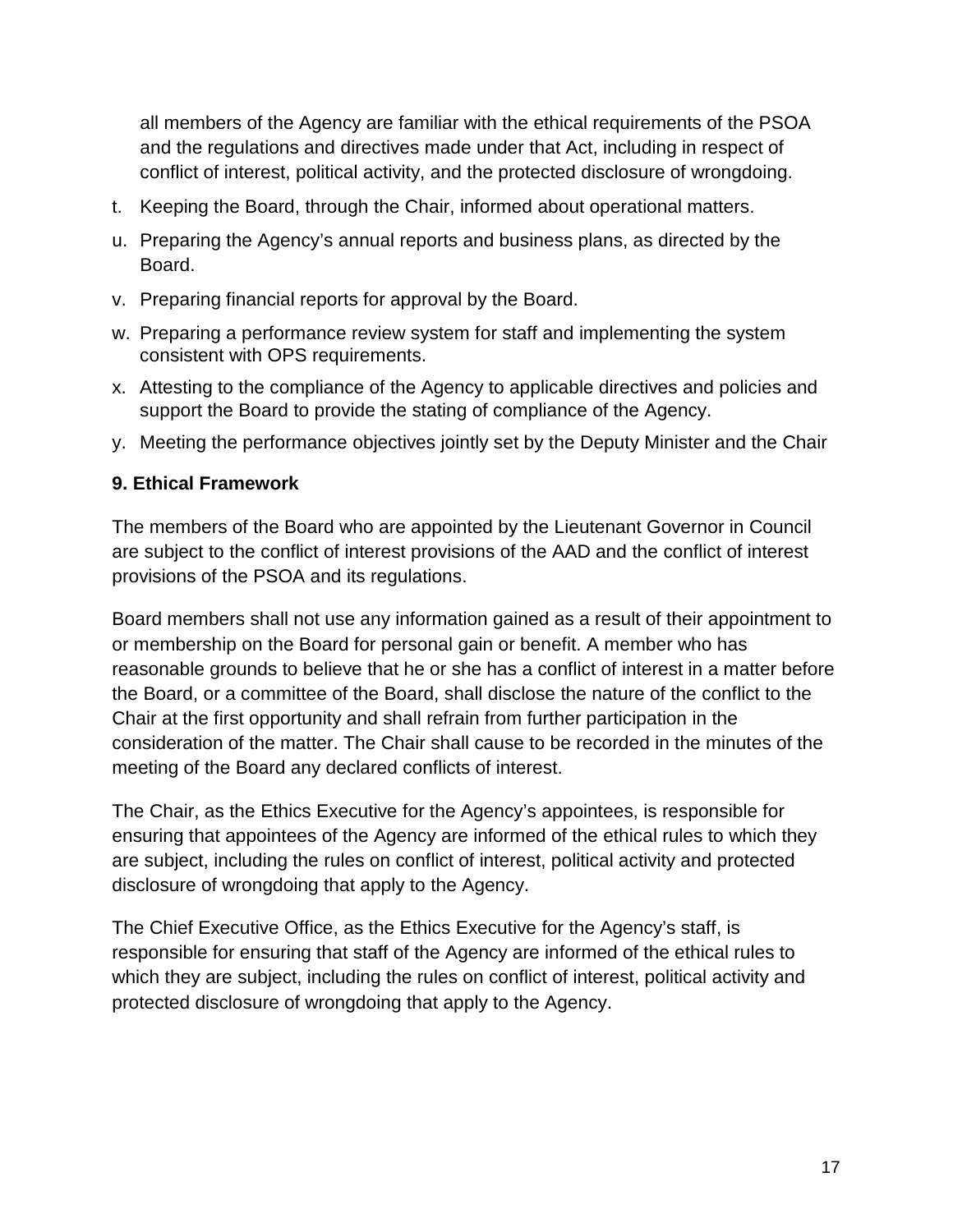all members of the Agency are familiar with the ethical requirements of the PSOA and the regulations and directives made under that Act, including in respect of conflict of interest, political activity, and the protected disclosure of wrongdoing.

t. Keeping the Board, through the Chair, informed about operational matters.
u. Preparing the Agency's annual reports and business plans, as directed by the Board.
v. Preparing financial reports for approval by the Board.
w. Preparing a performance review system for staff and implementing the system consistent with OPS requirements.
x. Attesting to the compliance of the Agency to applicable directives and policies and support the Board to provide the stating of compliance of the Agency.
y. Meeting the performance objectives jointly set by the Deputy Minister and the Chair

**9. Ethical Framework**

The members of the Board who are appointed by the Lieutenant Governor in Council are subject to the conflict of interest provisions of the AAD and the conflict of interest provisions of the PSOA and its regulations.

Board members shall not use any information gained as a result of their appointment to or membership on the Board for personal gain or benefit. A member who has reasonable grounds to believe that he or she has a conflict of interest in a matter before the Board, or a committee of the Board, shall disclose the nature of the conflict to the Chair at the first opportunity and shall refrain from further participation in the consideration of the matter. The Chair shall cause to be recorded in the minutes of the meeting of the Board any declared conflicts of interest.

The Chair, as the Ethics Executive for the Agency's appointees, is responsible for ensuring that appointees of the Agency are informed of the ethical rules to which they are subject, including the rules on conflict of interest, political activity and protected disclosure of wrongdoing that apply to the Agency.

The Chief Executive Office, as the Ethics Executive for the Agency's staff, is responsible for ensuring that staff of the Agency are informed of the ethical rules to which they are subject, including the rules on conflict of interest, political activity and protected disclosure of wrongdoing that apply to the Agency.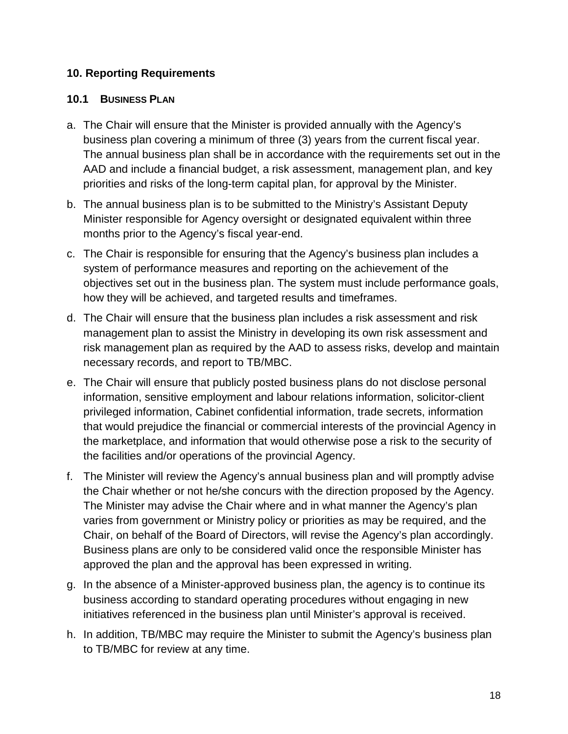## 10. Reporting Requirements

### 10.1 Business Plan

a. The Chair will ensure that the Minister is provided annually with the Agency's business plan covering a minimum of three (3) years from the current fiscal year. The annual business plan shall be in accordance with the requirements set out in the AAD and include a financial budget, a risk assessment, management plan, and key priorities and risks of the long-term capital plan, for approval by the Minister.

b. The annual business plan is to be submitted to the Ministry's Assistant Deputy Minister responsible for Agency oversight or designated equivalent within three months prior to the Agency's fiscal year-end.

c. The Chair is responsible for ensuring that the Agency's business plan includes a system of performance measures and reporting on the achievement of the objectives set out in the business plan. The system must include performance goals, how they will be achieved, and targeted results and timeframes.

d. The Chair will ensure that the business plan includes a risk assessment and risk management plan to assist the Ministry in developing its own risk assessment and risk management plan as required by the AAD to assess risks, develop and maintain necessary records, and report to TB/MBC.

e. The Chair will ensure that publicly posted business plans do not disclose personal information, sensitive employment and labour relations information, solicitor-client privileged information, Cabinet confidential information, trade secrets, information that would prejudice the financial or commercial interests of the provincial Agency in the marketplace, and information that would otherwise pose a risk to the security of the facilities and/or operations of the provincial Agency.

f. The Minister will review the Agency's annual business plan and will promptly advise the Chair whether or not he/she concurs with the direction proposed by the Agency. The Minister may advise the Chair where and in what manner the Agency's plan varies from government or Ministry policy or priorities as may be required, and the Chair, on behalf of the Board of Directors, will revise the Agency's plan accordingly. Business plans are only to be considered valid once the responsible Minister has approved the plan and the approval has been expressed in writing.

g. In the absence of a Minister-approved business plan, the agency is to continue its business according to standard operating procedures without engaging in new initiatives referenced in the business plan until Minister's approval is received.

h. In addition, TB/MBC may require the Minister to submit the Agency's business plan to TB/MBC for review at any time.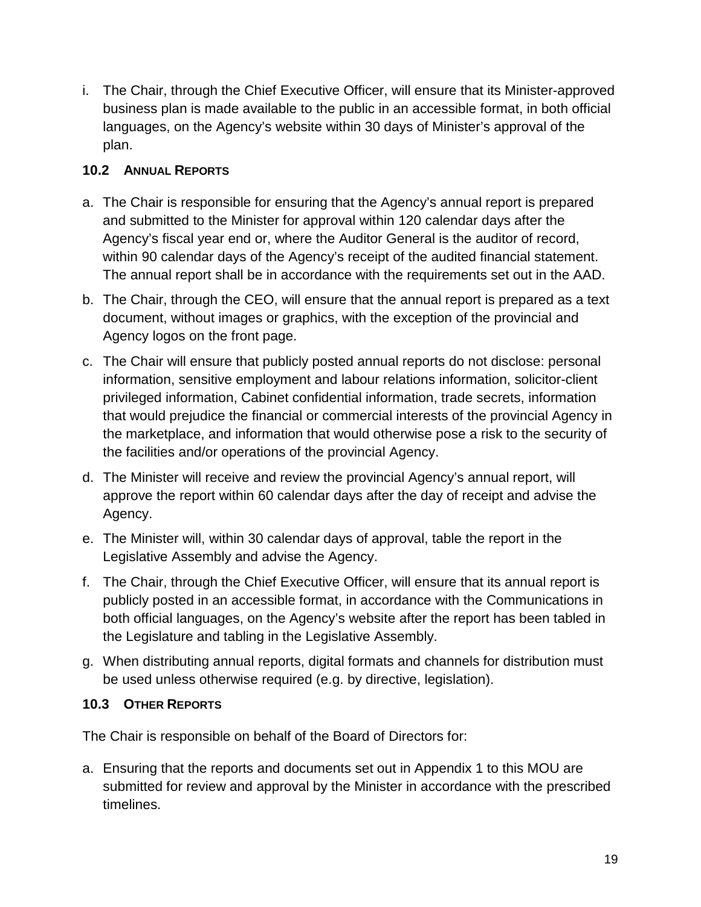i. The Chair, through the Chief Executive Officer, will ensure that its Minister-approved business plan is made available to the public in an accessible format, in both official languages, on the Agency's website within 30 days of Minister's approval of the plan.

### 10.2 Annual Reports

a. The Chair is responsible for ensuring that the Agency's annual report is prepared and submitted to the Minister for approval within 120 calendar days after the Agency's fiscal year end or, where the Auditor General is the auditor of record, within 90 calendar days of the Agency's receipt of the audited financial statement. The annual report shall be in accordance with the requirements set out in the AAD.

b. The Chair, through the CEO, will ensure that the annual report is prepared as a text document, without images or graphics, with the exception of the provincial and Agency logos on the front page.

c. The Chair will ensure that publicly posted annual reports do not disclose: personal information, sensitive employment and labour relations information, solicitor-client privileged information, Cabinet confidential information, trade secrets, information that would prejudice the financial or commercial interests of the provincial Agency in the marketplace, and information that would otherwise pose a risk to the security of the facilities and/or operations of the provincial Agency.

d. The Minister will receive and review the provincial Agency's annual report, will approve the report within 60 calendar days after the day of receipt and advise the Agency.

e. The Minister will, within 30 calendar days of approval, table the report in the Legislative Assembly and advise the Agency.

f. The Chair, through the Chief Executive Officer, will ensure that its annual report is publicly posted in an accessible format, in accordance with the Communications in both official languages, on the Agency's website after the report has been tabled in the Legislature and tabling in the Legislative Assembly.

g. When distributing annual reports, digital formats and channels for distribution must be used unless otherwise required (e.g. by directive, legislation).

### 10.3 Other Reports

The Chair is responsible on behalf of the Board of Directors for:

a. Ensuring that the reports and documents set out in Appendix 1 to this MOU are submitted for review and approval by the Minister in accordance with the prescribed timelines.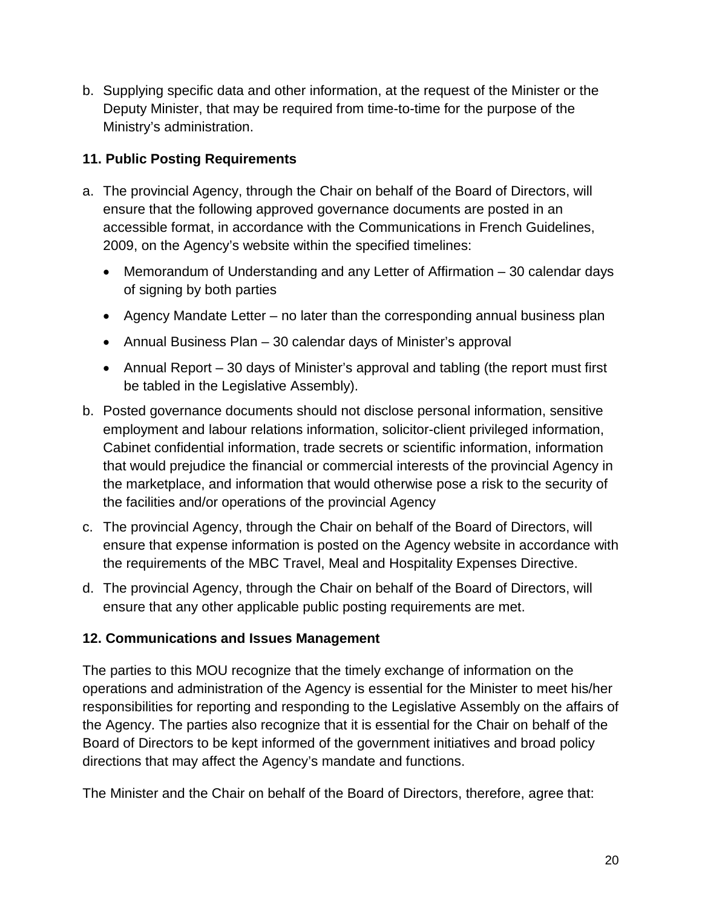b. Supplying specific data and other information, at the request of the Minister or the Deputy Minister, that may be required from time-to-time for the purpose of the Ministry's administration.

### 11. Public Posting Requirements

a. The provincial Agency, through the Chair on behalf of the Board of Directors, will ensure that the following approved governance documents are posted in an accessible format, in accordance with the Communications in French Guidelines, 2009, on the Agency's website within the specified timelines:

   - Memorandum of Understanding and any Letter of Affirmation – 30 calendar days of signing by both parties
   - Agency Mandate Letter – no later than the corresponding annual business plan
   - Annual Business Plan – 30 calendar days of Minister's approval
   - Annual Report – 30 days of Minister's approval and tabling (the report must first be tabled in the Legislative Assembly).

b. Posted governance documents should not disclose personal information, sensitive employment and labour relations information, solicitor-client privileged information, Cabinet confidential information, trade secrets or scientific information, information that would prejudice the financial or commercial interests of the provincial Agency in the marketplace, and information that would otherwise pose a risk to the security of the facilities and/or operations of the provincial Agency

c. The provincial Agency, through the Chair on behalf of the Board of Directors, will ensure that expense information is posted on the Agency website in accordance with the requirements of the MBC Travel, Meal and Hospitality Expenses Directive.

d. The provincial Agency, through the Chair on behalf of the Board of Directors, will ensure that any other applicable public posting requirements are met.

### 12. Communications and Issues Management

The parties to this MOU recognize that the timely exchange of information on the operations and administration of the Agency is essential for the Minister to meet his/her responsibilities for reporting and responding to the Legislative Assembly on the affairs of the Agency. The parties also recognize that it is essential for the Chair on behalf of the Board of Directors to be kept informed of the government initiatives and broad policy directions that may affect the Agency's mandate and functions.

The Minister and the Chair on behalf of the Board of Directors, therefore, agree that: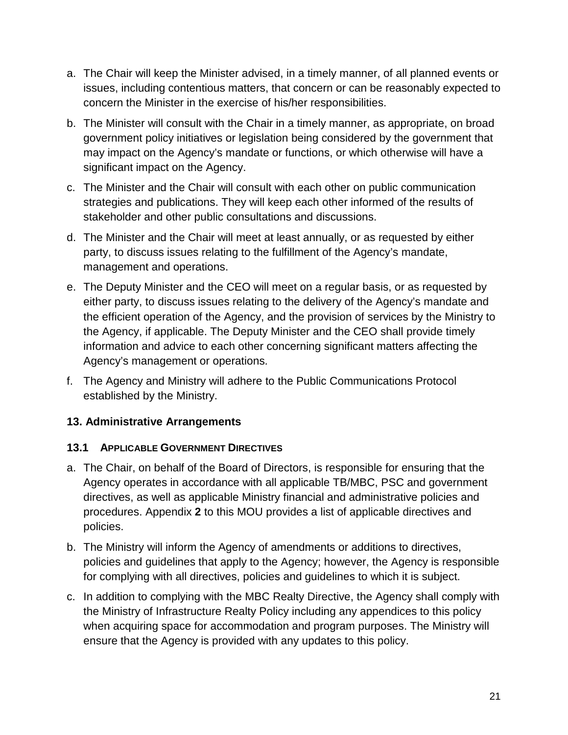a. The Chair will keep the Minister advised, in a timely manner, of all planned events or issues, including contentious matters, that concern or can be reasonably expected to concern the Minister in the exercise of his/her responsibilities.

b. The Minister will consult with the Chair in a timely manner, as appropriate, on broad government policy initiatives or legislation being considered by the government that may impact on the Agency's mandate or functions, or which otherwise will have a significant impact on the Agency.

c. The Minister and the Chair will consult with each other on public communication strategies and publications. They will keep each other informed of the results of stakeholder and other public consultations and discussions.

d. The Minister and the Chair will meet at least annually, or as requested by either party, to discuss issues relating to the fulfillment of the Agency's mandate, management and operations.

e. The Deputy Minister and the CEO will meet on a regular basis, or as requested by either party, to discuss issues relating to the delivery of the Agency's mandate and the efficient operation of the Agency, and the provision of services by the Ministry to the Agency, if applicable. The Deputy Minister and the CEO shall provide timely information and advice to each other concerning significant matters affecting the Agency's management or operations.

f. The Agency and Ministry will adhere to the Public Communications Protocol established by the Ministry.

## 13. Administrative Arrangements

### 13.1 Applicable Government Directives

a. The Chair, on behalf of the Board of Directors, is responsible for ensuring that the Agency operates in accordance with all applicable TB/MBC, PSC and government directives, as well as applicable Ministry financial and administrative policies and procedures. Appendix **2** to this MOU provides a list of applicable directives and policies.

b. The Ministry will inform the Agency of amendments or additions to directives, policies and guidelines that apply to the Agency; however, the Agency is responsible for complying with all directives, policies and guidelines to which it is subject.

c. In addition to complying with the MBC Realty Directive, the Agency shall comply with the Ministry of Infrastructure Realty Policy including any appendices to this policy when acquiring space for accommodation and program purposes. The Ministry will ensure that the Agency is provided with any updates to this policy.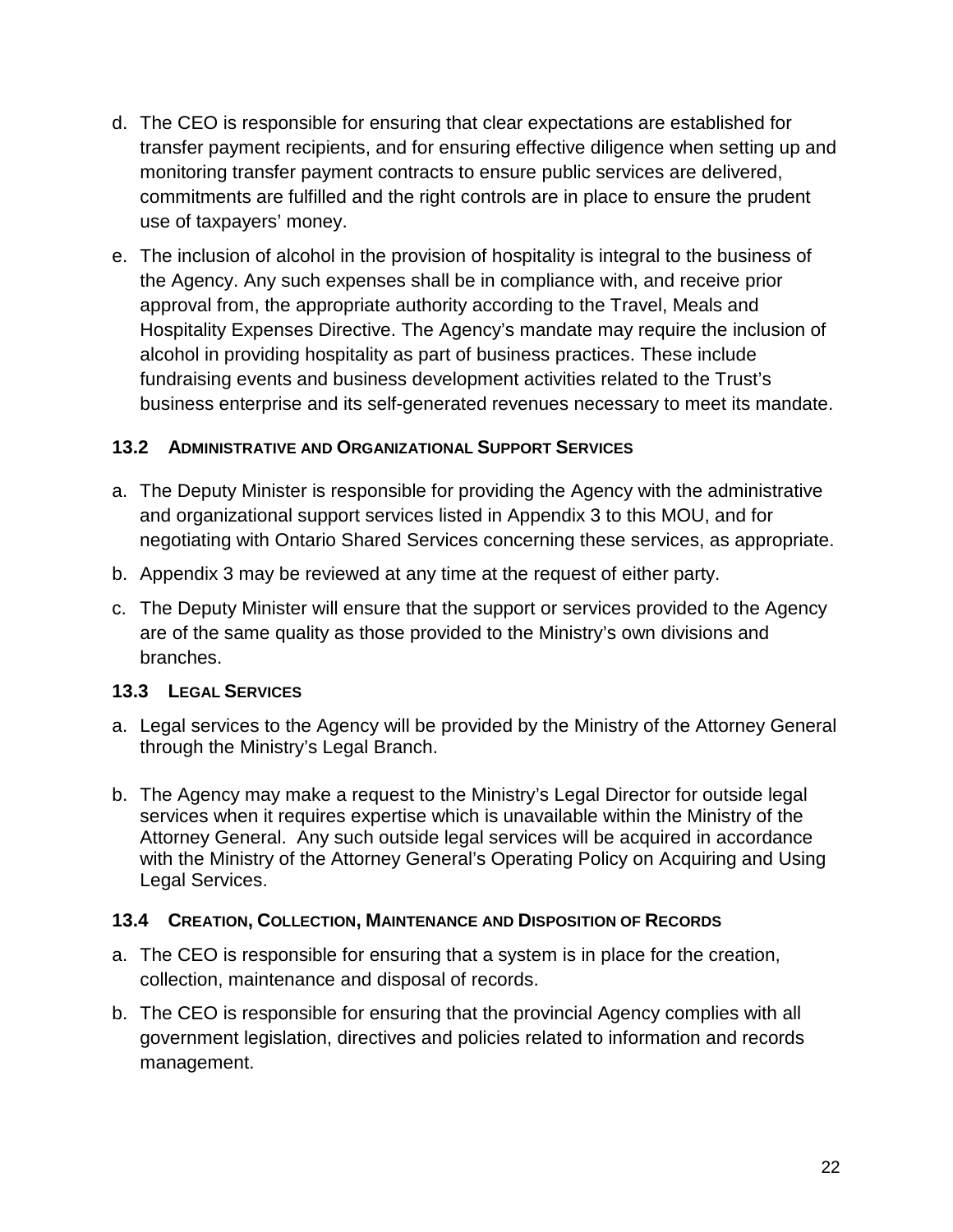d. The CEO is responsible for ensuring that clear expectations are established for transfer payment recipients, and for ensuring effective diligence when setting up and monitoring transfer payment contracts to ensure public services are delivered, commitments are fulfilled and the right controls are in place to ensure the prudent use of taxpayers' money.

e. The inclusion of alcohol in the provision of hospitality is integral to the business of the Agency. Any such expenses shall be in compliance with, and receive prior approval from, the appropriate authority according to the Travel, Meals and Hospitality Expenses Directive. The Agency's mandate may require the inclusion of alcohol in providing hospitality as part of business practices. These include fundraising events and business development activities related to the Trust's business enterprise and its self-generated revenues necessary to meet its mandate.

### 13.2 Administrative and Organizational Support Services

a. The Deputy Minister is responsible for providing the Agency with the administrative and organizational support services listed in Appendix 3 to this MOU, and for negotiating with Ontario Shared Services concerning these services, as appropriate.

b. Appendix 3 may be reviewed at any time at the request of either party.

c. The Deputy Minister will ensure that the support or services provided to the Agency are of the same quality as those provided to the Ministry's own divisions and branches.

### 13.3 Legal Services

a. Legal services to the Agency will be provided by the Ministry of the Attorney General through the Ministry's Legal Branch.

b. The Agency may make a request to the Ministry's Legal Director for outside legal services when it requires expertise which is unavailable within the Ministry of the Attorney General. Any such outside legal services will be acquired in accordance with the Ministry of the Attorney General's Operating Policy on Acquiring and Using Legal Services.

### 13.4 Creation, Collection, Maintenance and Disposition of Records

a. The CEO is responsible for ensuring that a system is in place for the creation, collection, maintenance and disposal of records.

b. The CEO is responsible for ensuring that the provincial Agency complies with all government legislation, directives and policies related to information and records management.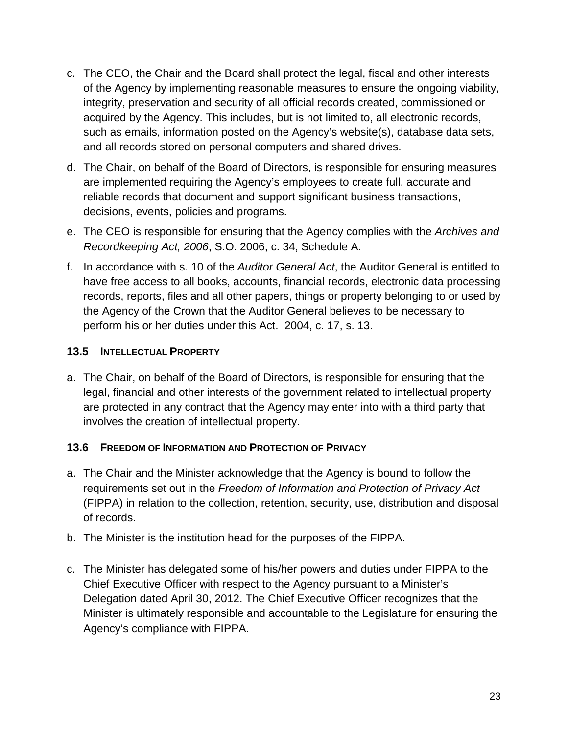c. The CEO, the Chair and the Board shall protect the legal, fiscal and other interests of the Agency by implementing reasonable measures to ensure the ongoing viability, integrity, preservation and security of all official records created, commissioned or acquired by the Agency. This includes, but is not limited to, all electronic records, such as emails, information posted on the Agency's website(s), database data sets, and all records stored on personal computers and shared drives.

d. The Chair, on behalf of the Board of Directors, is responsible for ensuring measures are implemented requiring the Agency's employees to create full, accurate and reliable records that document and support significant business transactions, decisions, events, policies and programs.

e. The CEO is responsible for ensuring that the Agency complies with the *Archives and Recordkeeping Act, 2006*, S.O. 2006, c. 34, Schedule A.

f. In accordance with s. 10 of the *Auditor General Act*, the Auditor General is entitled to have free access to all books, accounts, financial records, electronic data processing records, reports, files and all other papers, things or property belonging to or used by the Agency of the Crown that the Auditor General believes to be necessary to perform his or her duties under this Act. 2004, c. 17, s. 13.

### 13.5 Intellectual Property

a. The Chair, on behalf of the Board of Directors, is responsible for ensuring that the legal, financial and other interests of the government related to intellectual property are protected in any contract that the Agency may enter into with a third party that involves the creation of intellectual property.

### 13.6 Freedom of Information and Protection of Privacy

a. The Chair and the Minister acknowledge that the Agency is bound to follow the requirements set out in the *Freedom of Information and Protection of Privacy Act* (FIPPA) in relation to the collection, retention, security, use, distribution and disposal of records.

b. The Minister is the institution head for the purposes of the FIPPA.

c. The Minister has delegated some of his/her powers and duties under FIPPA to the Chief Executive Officer with respect to the Agency pursuant to a Minister's Delegation dated April 30, 2012. The Chief Executive Officer recognizes that the Minister is ultimately responsible and accountable to the Legislature for ensuring the Agency's compliance with FIPPA.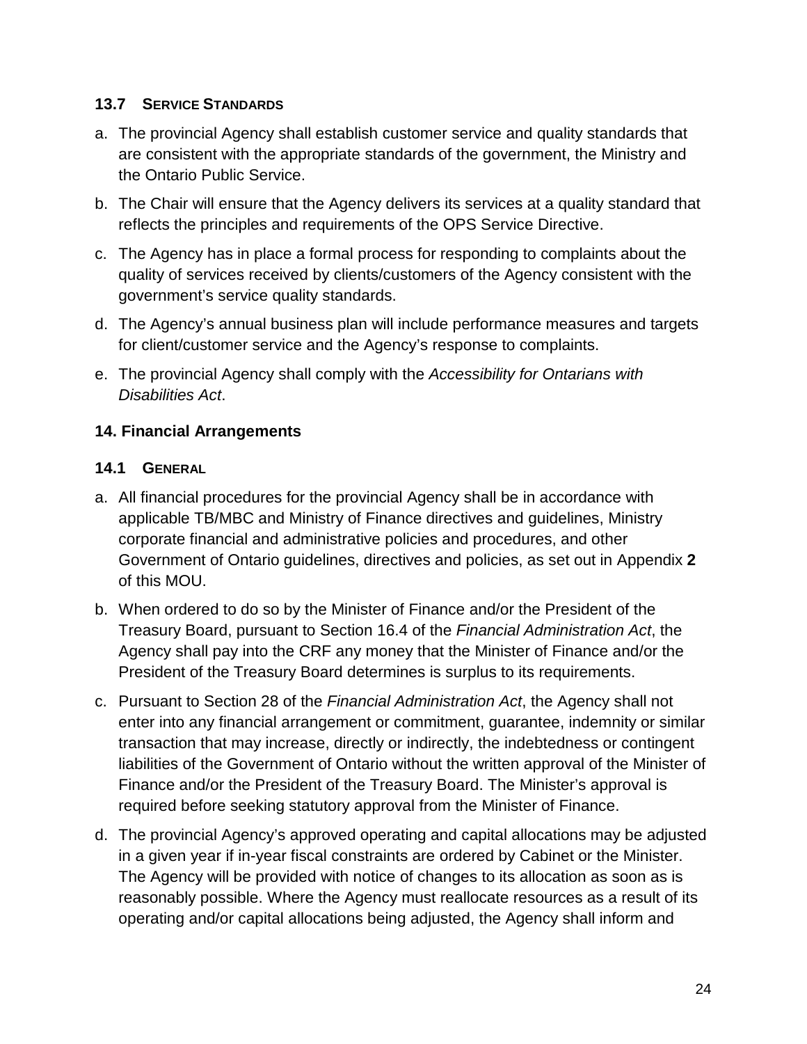### 13.7 Service Standards

a. The provincial Agency shall establish customer service and quality standards that are consistent with the appropriate standards of the government, the Ministry and the Ontario Public Service.

b. The Chair will ensure that the Agency delivers its services at a quality standard that reflects the principles and requirements of the OPS Service Directive.

c. The Agency has in place a formal process for responding to complaints about the quality of services received by clients/customers of the Agency consistent with the government's service quality standards.

d. The Agency's annual business plan will include performance measures and targets for client/customer service and the Agency's response to complaints.

e. The provincial Agency shall comply with the *Accessibility for Ontarians with Disabilities Act*.

## 14. Financial Arrangements

### 14.1 General

a. All financial procedures for the provincial Agency shall be in accordance with applicable TB/MBC and Ministry of Finance directives and guidelines, Ministry corporate financial and administrative policies and procedures, and other Government of Ontario guidelines, directives and policies, as set out in Appendix **2** of this MOU.

b. When ordered to do so by the Minister of Finance and/or the President of the Treasury Board, pursuant to Section 16.4 of the *Financial Administration Act*, the Agency shall pay into the CRF any money that the Minister of Finance and/or the President of the Treasury Board determines is surplus to its requirements.

c. Pursuant to Section 28 of the *Financial Administration Act*, the Agency shall not enter into any financial arrangement or commitment, guarantee, indemnity or similar transaction that may increase, directly or indirectly, the indebtedness or contingent liabilities of the Government of Ontario without the written approval of the Minister of Finance and/or the President of the Treasury Board. The Minister's approval is required before seeking statutory approval from the Minister of Finance.

d. The provincial Agency's approved operating and capital allocations may be adjusted in a given year if in-year fiscal constraints are ordered by Cabinet or the Minister. The Agency will be provided with notice of changes to its allocation as soon as is reasonably possible. Where the Agency must reallocate resources as a result of its operating and/or capital allocations being adjusted, the Agency shall inform and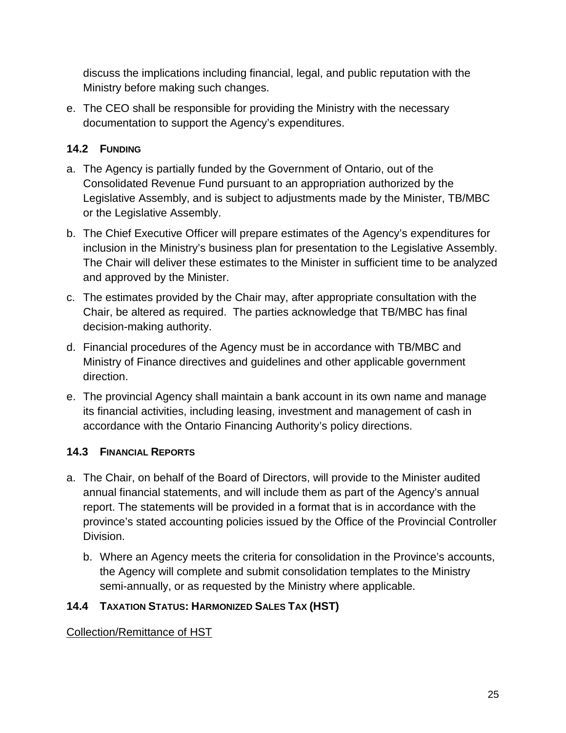discuss the implications including financial, legal, and public reputation with the Ministry before making such changes.

e. The CEO shall be responsible for providing the Ministry with the necessary documentation to support the Agency's expenditures.

### 14.2 FUNDING

a. The Agency is partially funded by the Government of Ontario, out of the Consolidated Revenue Fund pursuant to an appropriation authorized by the Legislative Assembly, and is subject to adjustments made by the Minister, TB/MBC or the Legislative Assembly.

b. The Chief Executive Officer will prepare estimates of the Agency's expenditures for inclusion in the Ministry's business plan for presentation to the Legislative Assembly. The Chair will deliver these estimates to the Minister in sufficient time to be analyzed and approved by the Minister.

c. The estimates provided by the Chair may, after appropriate consultation with the Chair, be altered as required. The parties acknowledge that TB/MBC has final decision-making authority.

d. Financial procedures of the Agency must be in accordance with TB/MBC and Ministry of Finance directives and guidelines and other applicable government direction.

e. The provincial Agency shall maintain a bank account in its own name and manage its financial activities, including leasing, investment and management of cash in accordance with the Ontario Financing Authority's policy directions.

### 14.3 FINANCIAL REPORTS

a. The Chair, on behalf of the Board of Directors, will provide to the Minister audited annual financial statements, and will include them as part of the Agency's annual report. The statements will be provided in a format that is in accordance with the province's stated accounting policies issued by the Office of the Provincial Controller Division.

b. Where an Agency meets the criteria for consolidation in the Province's accounts, the Agency will complete and submit consolidation templates to the Ministry semi-annually, or as requested by the Ministry where applicable.

### 14.4 TAXATION STATUS: HARMONIZED SALES TAX (HST)

Collection/Remittance of HST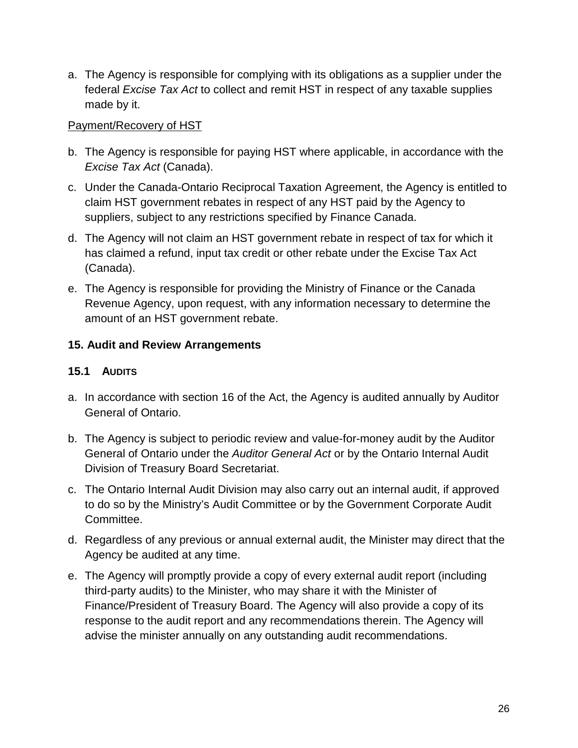a. The Agency is responsible for complying with its obligations as a supplier under the federal *Excise Tax Act* to collect and remit HST in respect of any taxable supplies made by it.

Payment/Recovery of HST

b. The Agency is responsible for paying HST where applicable, in accordance with the *Excise Tax Act* (Canada).

c. Under the Canada-Ontario Reciprocal Taxation Agreement, the Agency is entitled to claim HST government rebates in respect of any HST paid by the Agency to suppliers, subject to any restrictions specified by Finance Canada.

d. The Agency will not claim an HST government rebate in respect of tax for which it has claimed a refund, input tax credit or other rebate under the Excise Tax Act (Canada).

e. The Agency is responsible for providing the Ministry of Finance or the Canada Revenue Agency, upon request, with any information necessary to determine the amount of an HST government rebate.

## 15. Audit and Review Arrangements

### 15.1 AUDITS

a. In accordance with section 16 of the Act, the Agency is audited annually by Auditor General of Ontario.

b. The Agency is subject to periodic review and value-for-money audit by the Auditor General of Ontario under the *Auditor General Act* or by the Ontario Internal Audit Division of Treasury Board Secretariat.

c. The Ontario Internal Audit Division may also carry out an internal audit, if approved to do so by the Ministry's Audit Committee or by the Government Corporate Audit Committee.

d. Regardless of any previous or annual external audit, the Minister may direct that the Agency be audited at any time.

e. The Agency will promptly provide a copy of every external audit report (including third-party audits) to the Minister, who may share it with the Minister of Finance/President of Treasury Board. The Agency will also provide a copy of its response to the audit report and any recommendations therein. The Agency will advise the minister annually on any outstanding audit recommendations.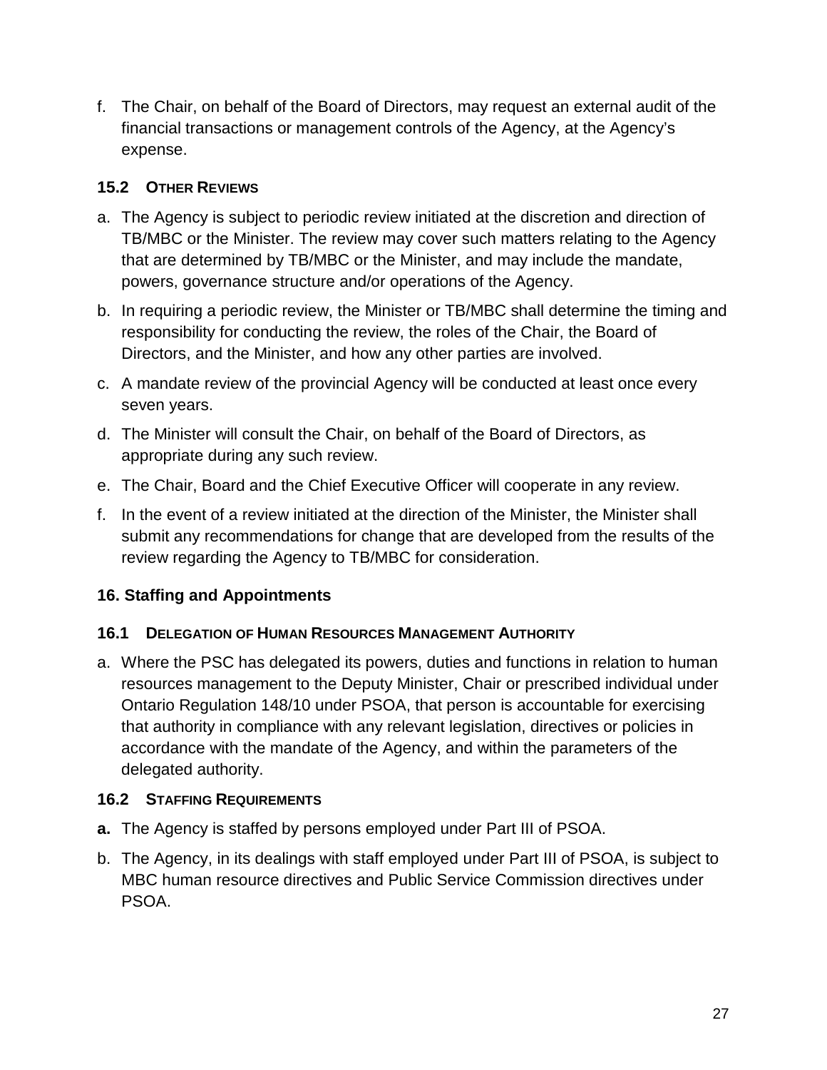f. The Chair, on behalf of the Board of Directors, may request an external audit of the financial transactions or management controls of the Agency, at the Agency's expense.

### 15.2 Other Reviews

a. The Agency is subject to periodic review initiated at the discretion and direction of TB/MBC or the Minister. The review may cover such matters relating to the Agency that are determined by TB/MBC or the Minister, and may include the mandate, powers, governance structure and/or operations of the Agency.

b. In requiring a periodic review, the Minister or TB/MBC shall determine the timing and responsibility for conducting the review, the roles of the Chair, the Board of Directors, and the Minister, and how any other parties are involved.

c. A mandate review of the provincial Agency will be conducted at least once every seven years.

d. The Minister will consult the Chair, on behalf of the Board of Directors, as appropriate during any such review.

e. The Chair, Board and the Chief Executive Officer will cooperate in any review.

f. In the event of a review initiated at the direction of the Minister, the Minister shall submit any recommendations for change that are developed from the results of the review regarding the Agency to TB/MBC for consideration.

## 16. Staffing and Appointments

### 16.1 Delegation of Human Resources Management Authority

a. Where the PSC has delegated its powers, duties and functions in relation to human resources management to the Deputy Minister, Chair or prescribed individual under Ontario Regulation 148/10 under PSOA, that person is accountable for exercising that authority in compliance with any relevant legislation, directives or policies in accordance with the mandate of the Agency, and within the parameters of the delegated authority.

### 16.2 Staffing Requirements

**a.** The Agency is staffed by persons employed under Part III of PSOA.

b. The Agency, in its dealings with staff employed under Part III of PSOA, is subject to MBC human resource directives and Public Service Commission directives under PSOA.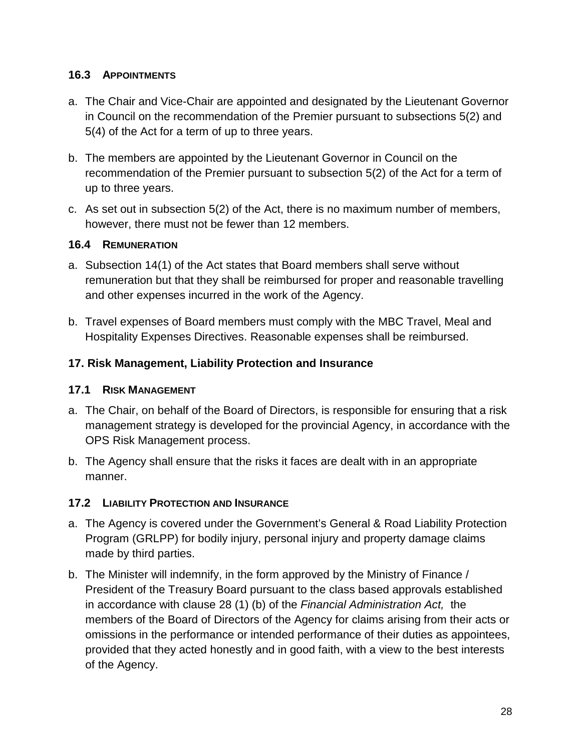### 16.3 APPOINTMENTS

a. The Chair and Vice-Chair are appointed and designated by the Lieutenant Governor in Council on the recommendation of the Premier pursuant to subsections 5(2) and 5(4) of the Act for a term of up to three years.

b. The members are appointed by the Lieutenant Governor in Council on the recommendation of the Premier pursuant to subsection 5(2) of the Act for a term of up to three years.

c. As set out in subsection 5(2) of the Act, there is no maximum number of members, however, there must not be fewer than 12 members.

### 16.4 REMUNERATION

a. Subsection 14(1) of the Act states that Board members shall serve without remuneration but that they shall be reimbursed for proper and reasonable travelling and other expenses incurred in the work of the Agency.

b. Travel expenses of Board members must comply with the MBC Travel, Meal and Hospitality Expenses Directives. Reasonable expenses shall be reimbursed.

## 17. Risk Management, Liability Protection and Insurance

### 17.1 RISK MANAGEMENT

a. The Chair, on behalf of the Board of Directors, is responsible for ensuring that a risk management strategy is developed for the provincial Agency, in accordance with the OPS Risk Management process.

b. The Agency shall ensure that the risks it faces are dealt with in an appropriate manner.

### 17.2 LIABILITY PROTECTION AND INSURANCE

a. The Agency is covered under the Government's General & Road Liability Protection Program (GRLPP) for bodily injury, personal injury and property damage claims made by third parties.

b. The Minister will indemnify, in the form approved by the Ministry of Finance / President of the Treasury Board pursuant to the class based approvals established in accordance with clause 28 (1) (b) of the *Financial Administration Act,* the members of the Board of Directors of the Agency for claims arising from their acts or omissions in the performance or intended performance of their duties as appointees, provided that they acted honestly and in good faith, with a view to the best interests of the Agency.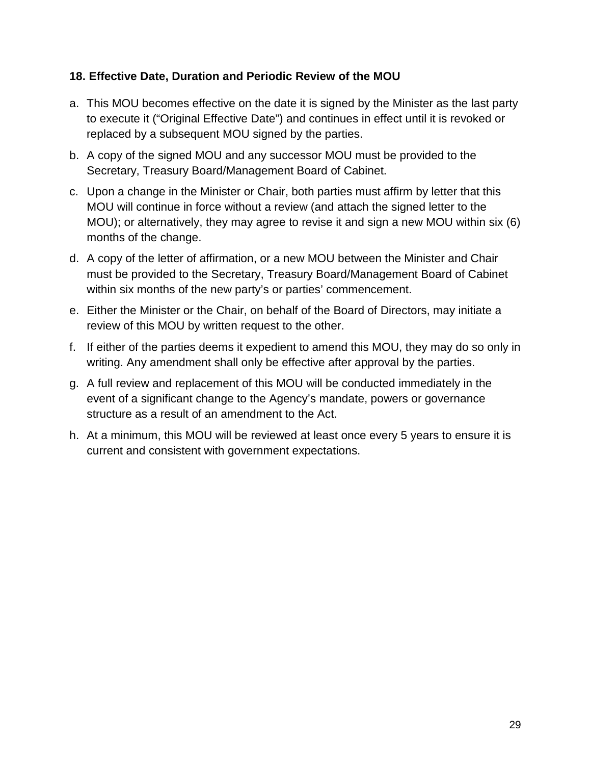### 18. Effective Date, Duration and Periodic Review of the MOU

a. This MOU becomes effective on the date it is signed by the Minister as the last party to execute it (“Original Effective Date”) and continues in effect until it is revoked or replaced by a subsequent MOU signed by the parties.

b. A copy of the signed MOU and any successor MOU must be provided to the Secretary, Treasury Board/Management Board of Cabinet.

c. Upon a change in the Minister or Chair, both parties must affirm by letter that this MOU will continue in force without a review (and attach the signed letter to the MOU); or alternatively, they may agree to revise it and sign a new MOU within six (6) months of the change.

d. A copy of the letter of affirmation, or a new MOU between the Minister and Chair must be provided to the Secretary, Treasury Board/Management Board of Cabinet within six months of the new party’s or parties’ commencement.

e. Either the Minister or the Chair, on behalf of the Board of Directors, may initiate a review of this MOU by written request to the other.

f. If either of the parties deems it expedient to amend this MOU, they may do so only in writing. Any amendment shall only be effective after approval by the parties.

g. A full review and replacement of this MOU will be conducted immediately in the event of a significant change to the Agency’s mandate, powers or governance structure as a result of an amendment to the Act.

h. At a minimum, this MOU will be reviewed at least once every 5 years to ensure it is current and consistent with government expectations.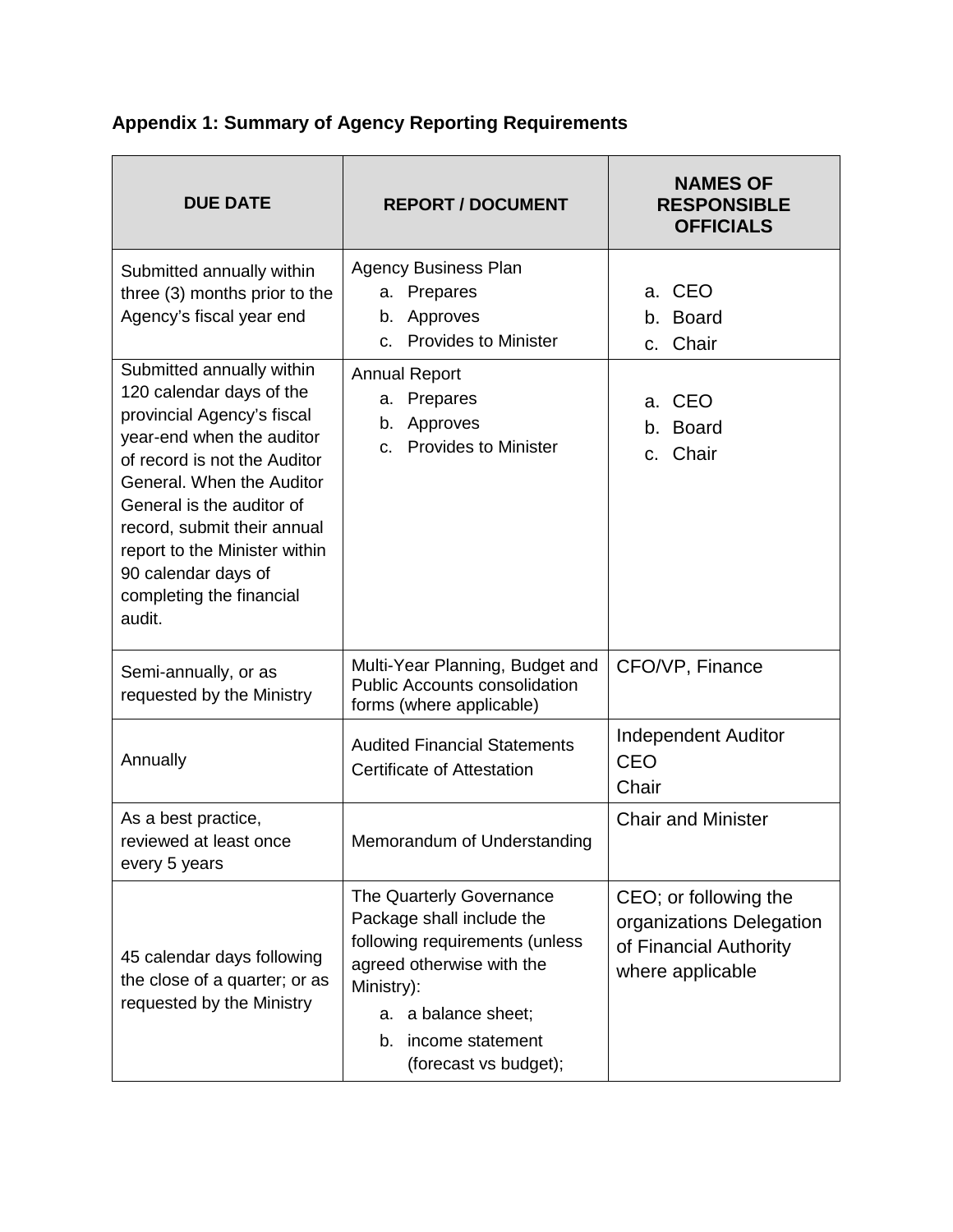**Appendix 1: Summary of Agency Reporting Requirements**

| DUE DATE | REPORT / DOCUMENT | NAMES OF RESPONSIBLE OFFICIALS |
|---|---|---|
| Submitted annually within three (3) months prior to the Agency's fiscal year end | Agency Business Plan<br>a. Prepares<br>b. Approves<br>c. Provides to Minister | a. CEO<br>b. Board<br>c. Chair |
| Submitted annually within 120 calendar days of the provincial Agency's fiscal year-end when the auditor of record is not the Auditor General. When the Auditor General is the auditor of record, submit their annual report to the Minister within 90 calendar days of completing the financial audit. | Annual Report<br>a. Prepares<br>b. Approves<br>c. Provides to Minister | a. CEO<br>b. Board<br>c. Chair |
| Semi-annually, or as requested by the Ministry | Multi-Year Planning, Budget and Public Accounts consolidation forms (where applicable) | CFO/VP, Finance |
| Annually | Audited Financial Statements<br>Certificate of Attestation | Independent Auditor<br>CEO<br>Chair |
| As a best practice, reviewed at least once every 5 years | Memorandum of Understanding | Chair and Minister |
| 45 calendar days following the close of a quarter; or as requested by the Ministry | The Quarterly Governance Package shall include the following requirements (unless agreed otherwise with the Ministry):<br>a. a balance sheet;<br>b. income statement (forecast vs budget); | CEO; or following the organizations Delegation of Financial Authority where applicable |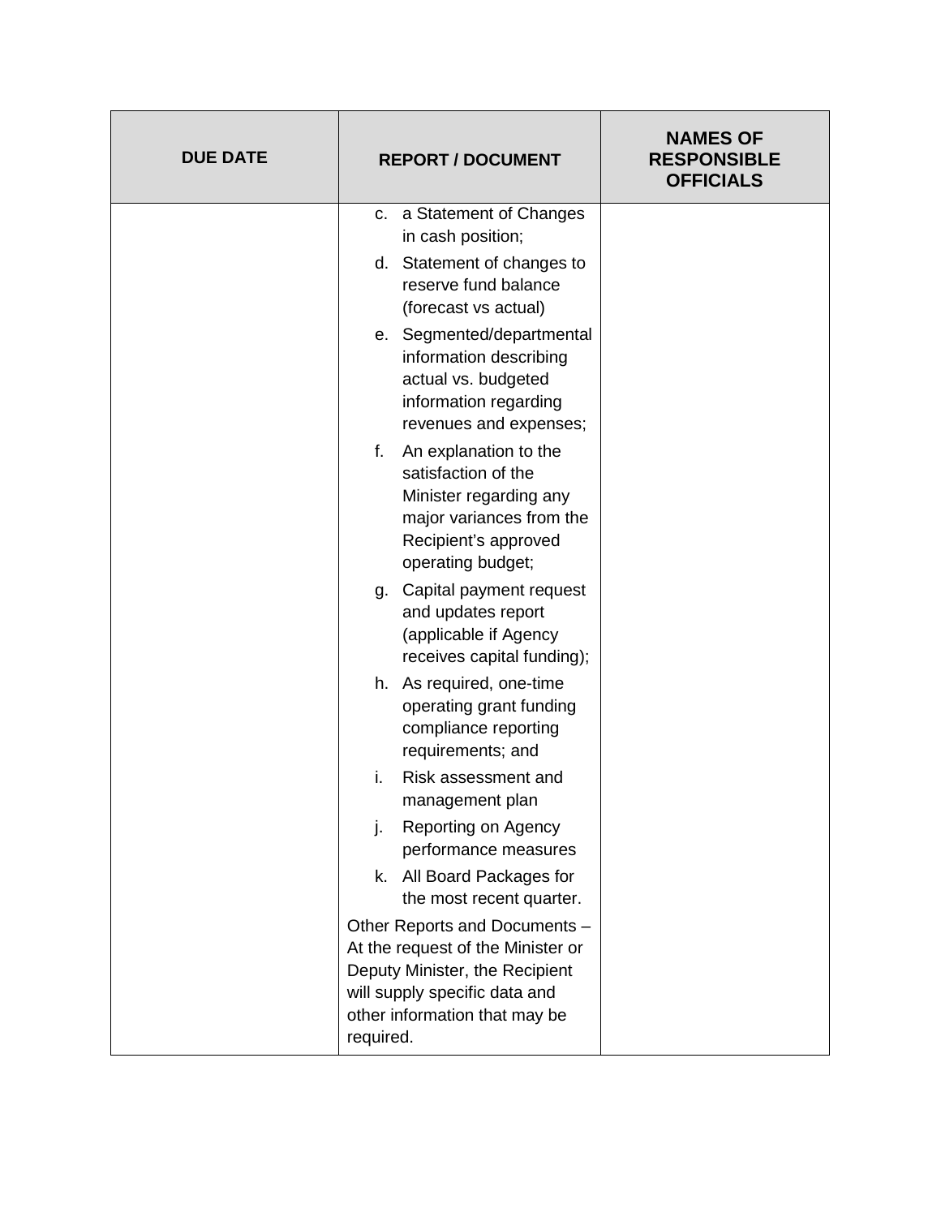| DUE DATE | REPORT / DOCUMENT | NAMES OF RESPONSIBLE OFFICIALS |
|---|---|---|
| | c. a Statement of Changes in cash position;<br>d. Statement of changes to reserve fund balance (forecast vs actual)<br>e. Segmented/departmental information describing actual vs. budgeted information regarding revenues and expenses;<br>f. An explanation to the satisfaction of the Minister regarding any major variances from the Recipient's approved operating budget;<br>g. Capital payment request and updates report (applicable if Agency receives capital funding);<br>h. As required, one-time operating grant funding compliance reporting requirements; and<br>i. Risk assessment and management plan<br>j. Reporting on Agency performance measures<br>k. All Board Packages for the most recent quarter.<br>Other Reports and Documents – At the request of the Minister or Deputy Minister, the Recipient will supply specific data and other information that may be required. | |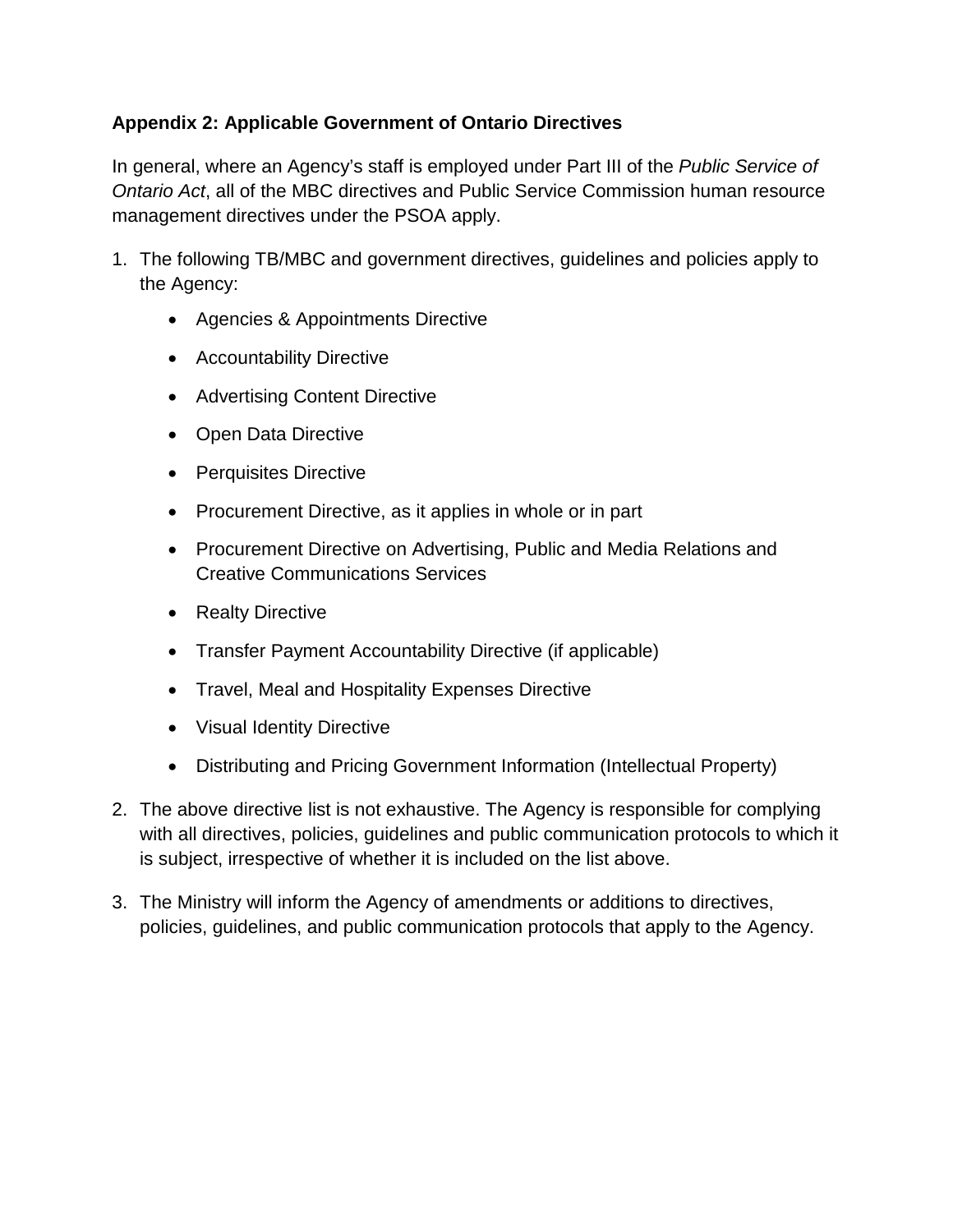**Appendix 2: Applicable Government of Ontario Directives**

In general, where an Agency's staff is employed under Part III of the *Public Service of Ontario Act*, all of the MBC directives and Public Service Commission human resource management directives under the PSOA apply.

1. The following TB/MBC and government directives, guidelines and policies apply to the Agency:
    - Agencies & Appointments Directive
    - Accountability Directive
    - Advertising Content Directive
    - Open Data Directive
    - Perquisites Directive
    - Procurement Directive, as it applies in whole or in part
    - Procurement Directive on Advertising, Public and Media Relations and Creative Communications Services
    - Realty Directive
    - Transfer Payment Accountability Directive (if applicable)
    - Travel, Meal and Hospitality Expenses Directive
    - Visual Identity Directive
    - Distributing and Pricing Government Information (Intellectual Property)
2. The above directive list is not exhaustive. The Agency is responsible for complying with all directives, policies, guidelines and public communication protocols to which it is subject, irrespective of whether it is included on the list above.
3. The Ministry will inform the Agency of amendments or additions to directives, policies, guidelines, and public communication protocols that apply to the Agency.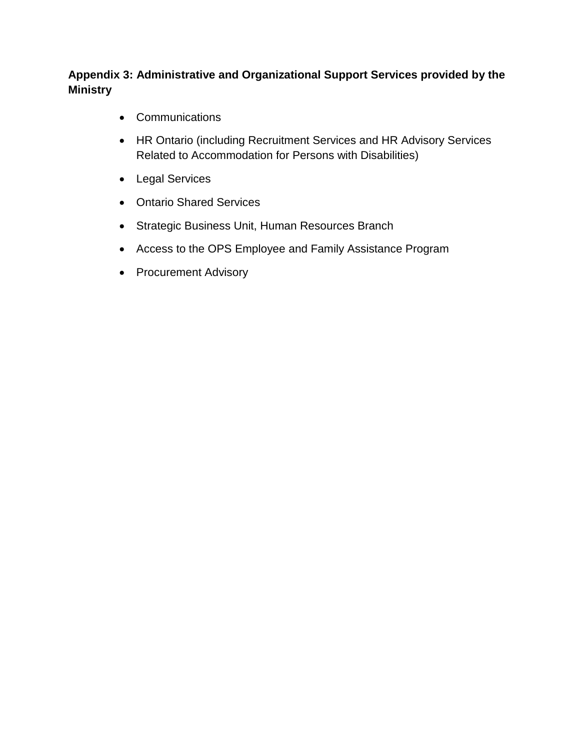**Appendix 3: Administrative and Organizational Support Services provided by the Ministry**

- Communications
- HR Ontario (including Recruitment Services and HR Advisory Services Related to Accommodation for Persons with Disabilities)
- Legal Services
- Ontario Shared Services
- Strategic Business Unit, Human Resources Branch
- Access to the OPS Employee and Family Assistance Program
- Procurement Advisory